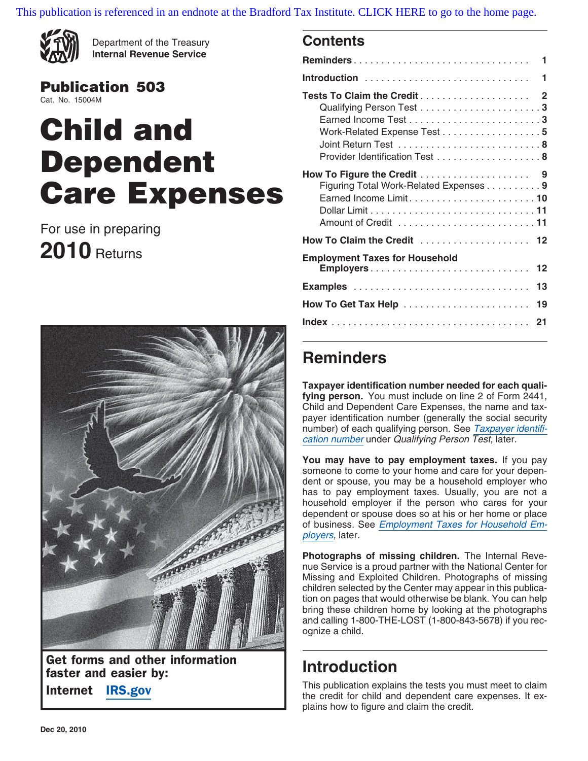This publication is referenced in an endnote at the Bradford Tax Institute. CLICK HERE to go to the home page.

Department of the Treasury
**Internal Revenue Service**

**Publication 503**
Cat. No. 15004M

# Child and Dependent Care Expenses

For use in preparing
**2010** Returns

**Get forms and other information faster and easier by:**
**Internet** IRS.gov

Dec 20, 2010

## Contents

| | |
|---|---|
| **Reminders** | 1 |
| **Introduction** | 1 |
| **Tests To Claim the Credit** | 2 |
| Qualifying Person Test | 3 |
| Earned Income Test | 3 |
| Work-Related Expense Test | 5 |
| Joint Return Test | 8 |
| Provider Identification Test | 8 |
| **How To Figure the Credit** | 9 |
| Figuring Total Work-Related Expenses | 9 |
| Earned Income Limit | 10 |
| Dollar Limit | 11 |
| Amount of Credit | 11 |
| **How To Claim the Credit** | 12 |
| **Employment Taxes for Household Employers** | 12 |
| **Examples** | 13 |
| **How To Get Tax Help** | 19 |
| **Index** | 21 |

## Reminders

**Taxpayer identification number needed for each qualifying person.** You must include on line 2 of Form 2441, Child and Dependent Care Expenses, the name and taxpayer identification number (generally the social security number) of each qualifying person. See *Taxpayer identification number* under *Qualifying Person Test,* later.

**You may have to pay employment taxes.** If you pay someone to come to your home and care for your dependent or spouse, you may be a household employer who has to pay employment taxes. Usually, you are not a household employer if the person who cares for your dependent or spouse does so at his or her home or place of business. See *Employment Taxes for Household Employers,* later.

**Photographs of missing children.** The Internal Revenue Service is a proud partner with the National Center for Missing and Exploited Children. Photographs of missing children selected by the Center may appear in this publication on pages that would otherwise be blank. You can help bring these children home by looking at the photographs and calling 1-800-THE-LOST (1-800-843-5678) if you recognize a child.

## Introduction

This publication explains the tests you must meet to claim the credit for child and dependent care expenses. It explains how to figure and claim the credit.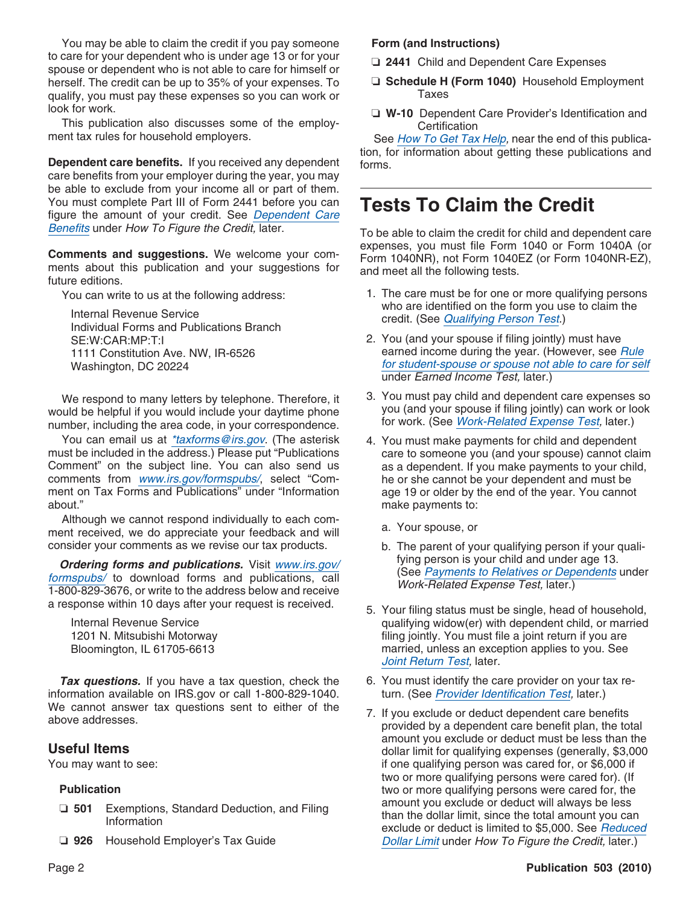You may be able to claim the credit if you pay someone to care for your dependent who is under age 13 or for your spouse or dependent who is not able to care for himself or herself. The credit can be up to 35% of your expenses. To qualify, you must pay these expenses so you can work or look for work.

This publication also discusses some of the employment tax rules for household employers.

**Dependent care benefits.** If you received any dependent care benefits from your employer during the year, you may be able to exclude from your income all or part of them. You must complete Part III of Form 2441 before you can figure the amount of your credit. See *Dependent Care Benefits* under *How To Figure the Credit,* later.

**Comments and suggestions.** We welcome your comments about this publication and your suggestions for future editions.

You can write to us at the following address:

Internal Revenue Service
Individual Forms and Publications Branch
SE:W:CAR:MP:T:I
1111 Constitution Ave. NW, IR-6526
Washington, DC 20224

We respond to many letters by telephone. Therefore, it would be helpful if you would include your daytime phone number, including the area code, in your correspondence.

You can email us at *taxforms@irs.gov. (The asterisk must be included in the address.) Please put "Publications Comment" on the subject line. You can also send us comments from www.irs.gov/formspubs/, select "Comment on Tax Forms and Publications" under "Information about."

Although we cannot respond individually to each comment received, we do appreciate your feedback and will consider your comments as we revise our tax products.

***Ordering forms and publications.*** Visit www.irs.gov/formspubs/ to download forms and publications, call 1-800-829-3676, or write to the address below and receive a response within 10 days after your request is received.

Internal Revenue Service
1201 N. Mitsubishi Motorway
Bloomington, IL 61705-6613

***Tax questions.*** If you have a tax question, check the information available on IRS.gov or call 1-800-829-1040. We cannot answer tax questions sent to either of the above addresses.

## Useful Items

You may want to see:

**Publication**

- ❏ **501** Exemptions, Standard Deduction, and Filing Information
- ❏ **926** Household Employer's Tax Guide

**Form (and Instructions)**

- ❏ **2441** Child and Dependent Care Expenses
- ❏ **Schedule H (Form 1040)** Household Employment Taxes
- ❏ **W-10** Dependent Care Provider's Identification and Certification

See *How To Get Tax Help,* near the end of this publication, for information about getting these publications and forms.

# Tests To Claim the Credit

To be able to claim the credit for child and dependent care expenses, you must file Form 1040 or Form 1040A (or Form 1040NR), not Form 1040EZ (or Form 1040NR-EZ), and meet all the following tests.

1. The care must be for one or more qualifying persons who are identified on the form you use to claim the credit. (See *Qualifying Person Test.*)
2. You (and your spouse if filing jointly) must have earned income during the year. (However, see *Rule for student-spouse or spouse not able to care for self* under *Earned Income Test,* later.)
3. You must pay child and dependent care expenses so you (and your spouse if filing jointly) can work or look for work. (See *Work-Related Expense Test,* later.)
4. You must make payments for child and dependent care to someone you (and your spouse) cannot claim as a dependent. If you make payments to your child, he or she cannot be your dependent and must be age 19 or older by the end of the year. You cannot make payments to:
   a. Your spouse, or
   b. The parent of your qualifying person if your qualifying person is your child and under age 13.

   (See *Payments to Relatives or Dependents* under *Work-Related Expense Test,* later.)
5. Your filing status must be single, head of household, qualifying widow(er) with dependent child, or married filing jointly. You must file a joint return if you are married, unless an exception applies to you. See *Joint Return Test,* later.
6. You must identify the care provider on your tax return. (See *Provider Identification Test,* later.)
7. If you exclude or deduct dependent care benefits provided by a dependent care benefit plan, the total amount you exclude or deduct must be less than the dollar limit for qualifying expenses (generally, $3,000 if one qualifying person was cared for, or $6,000 if two or more qualifying persons were cared for). (If two or more qualifying persons were cared for, the amount you exclude or deduct will always be less than the dollar limit, since the total amount you can exclude or deduct is limited to $5,000. See *Reduced Dollar Limit* under *How To Figure the Credit,* later.)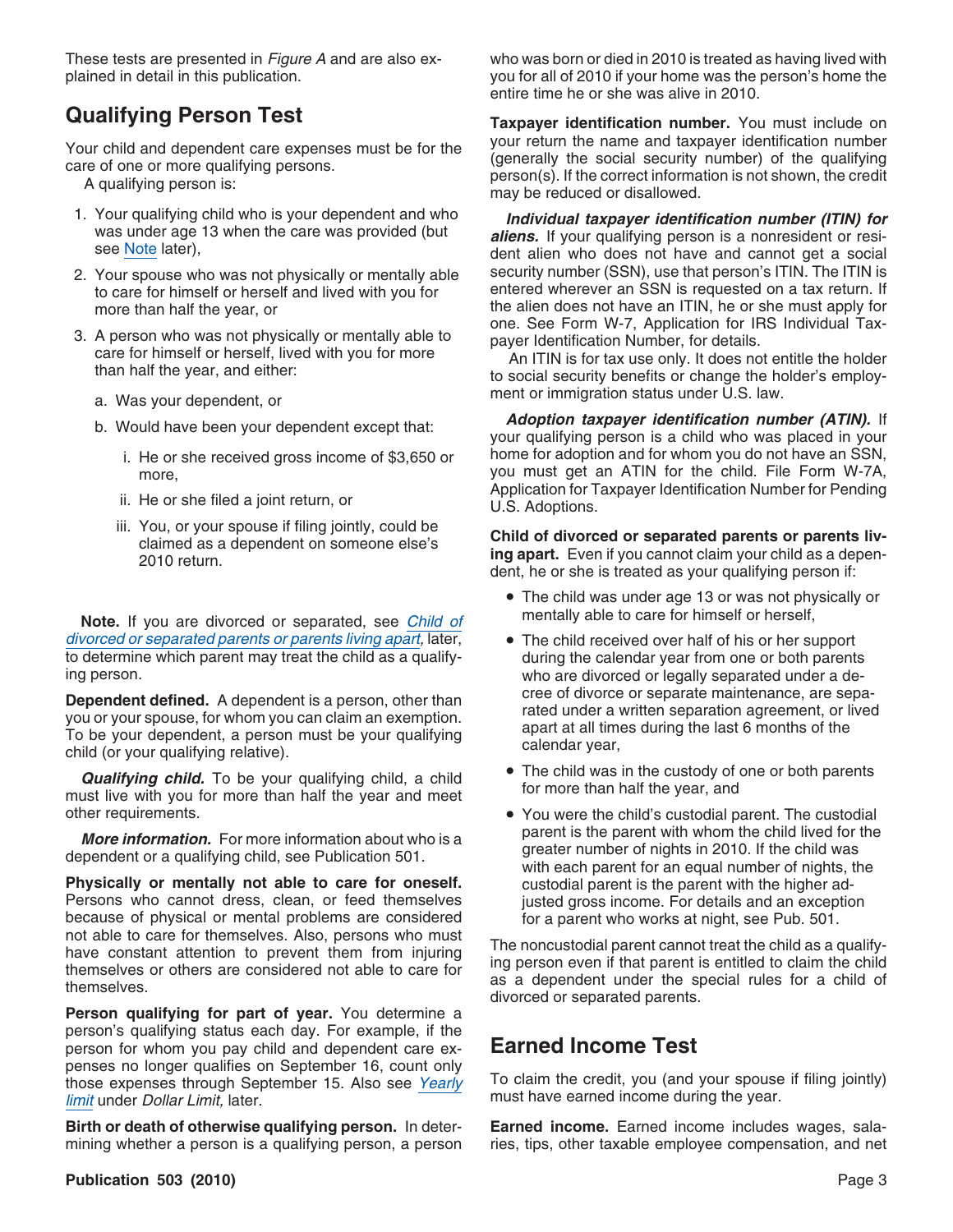These tests are presented in *Figure A* and are also explained in detail in this publication.

## Qualifying Person Test

Your child and dependent care expenses must be for the care of one or more qualifying persons.

A qualifying person is:

1. Your qualifying child who is your dependent and who was under age 13 when the care was provided (but see Note later),
2. Your spouse who was not physically or mentally able to care for himself or herself and lived with you for more than half the year, or
3. A person who was not physically or mentally able to care for himself or herself, lived with you for more than half the year, and either:
   a. Was your dependent, or
   b. Would have been your dependent except that:
      i. He or she received gross income of $3,650 or more,
      ii. He or she filed a joint return, or
      iii. You, or your spouse if filing jointly, could be claimed as a dependent on someone else's 2010 return.

**Note.** If you are divorced or separated, see *Child of divorced or separated parents or parents living apart*, later, to determine which parent may treat the child as a qualifying person.

**Dependent defined.** A dependent is a person, other than you or your spouse, for whom you can claim an exemption. To be your dependent, a person must be your qualifying child (or your qualifying relative).

***Qualifying child.*** To be your qualifying child, a child must live with you for more than half the year and meet other requirements.

***More information.*** For more information about who is a dependent or a qualifying child, see Publication 501.

**Physically or mentally not able to care for oneself.** Persons who cannot dress, clean, or feed themselves because of physical or mental problems are considered not able to care for themselves. Also, persons who must have constant attention to prevent them from injuring themselves or others are considered not able to care for themselves.

**Person qualifying for part of year.** You determine a person's qualifying status each day. For example, if the person for whom you pay child and dependent care expenses no longer qualifies on September 16, count only those expenses through September 15. Also see *Yearly limit* under *Dollar Limit,* later.

**Birth or death of otherwise qualifying person.** In determining whether a person is a qualifying person, a person who was born or died in 2010 is treated as having lived with you for all of 2010 if your home was the person's home the entire time he or she was alive in 2010.

**Taxpayer identification number.** You must include on your return the name and taxpayer identification number (generally the social security number) of the qualifying person(s). If the correct information is not shown, the credit may be reduced or disallowed.

***Individual taxpayer identification number (ITIN) for aliens.*** If your qualifying person is a nonresident or resident alien who does not have and cannot get a social security number (SSN), use that person's ITIN. The ITIN is entered wherever an SSN is requested on a tax return. If the alien does not have an ITIN, he or she must apply for one. See Form W-7, Application for IRS Individual Taxpayer Identification Number, for details.

An ITIN is for tax use only. It does not entitle the holder to social security benefits or change the holder's employment or immigration status under U.S. law.

***Adoption taxpayer identification number (ATIN).*** If your qualifying person is a child who was placed in your home for adoption and for whom you do not have an SSN, you must get an ATIN for the child. File Form W-7A, Application for Taxpayer Identification Number for Pending U.S. Adoptions.

**Child of divorced or separated parents or parents living apart.** Even if you cannot claim your child as a dependent, he or she is treated as your qualifying person if:

- The child was under age 13 or was not physically or mentally able to care for himself or herself,
- The child received over half of his or her support during the calendar year from one or both parents who are divorced or legally separated under a decree of divorce or separate maintenance, are separated under a written separation agreement, or lived apart at all times during the last 6 months of the calendar year,
- The child was in the custody of one or both parents for more than half the year, and
- You were the child's custodial parent. The custodial parent is the parent with whom the child lived for the greater number of nights in 2010. If the child was with each parent for an equal number of nights, the custodial parent is the parent with the higher adjusted gross income. For details and an exception for a parent who works at night, see Pub. 501.

The noncustodial parent cannot treat the child as a qualifying person even if that parent is entitled to claim the child as a dependent under the special rules for a child of divorced or separated parents.

## Earned Income Test

To claim the credit, you (and your spouse if filing jointly) must have earned income during the year.

**Earned income.** Earned income includes wages, salaries, tips, other taxable employee compensation, and net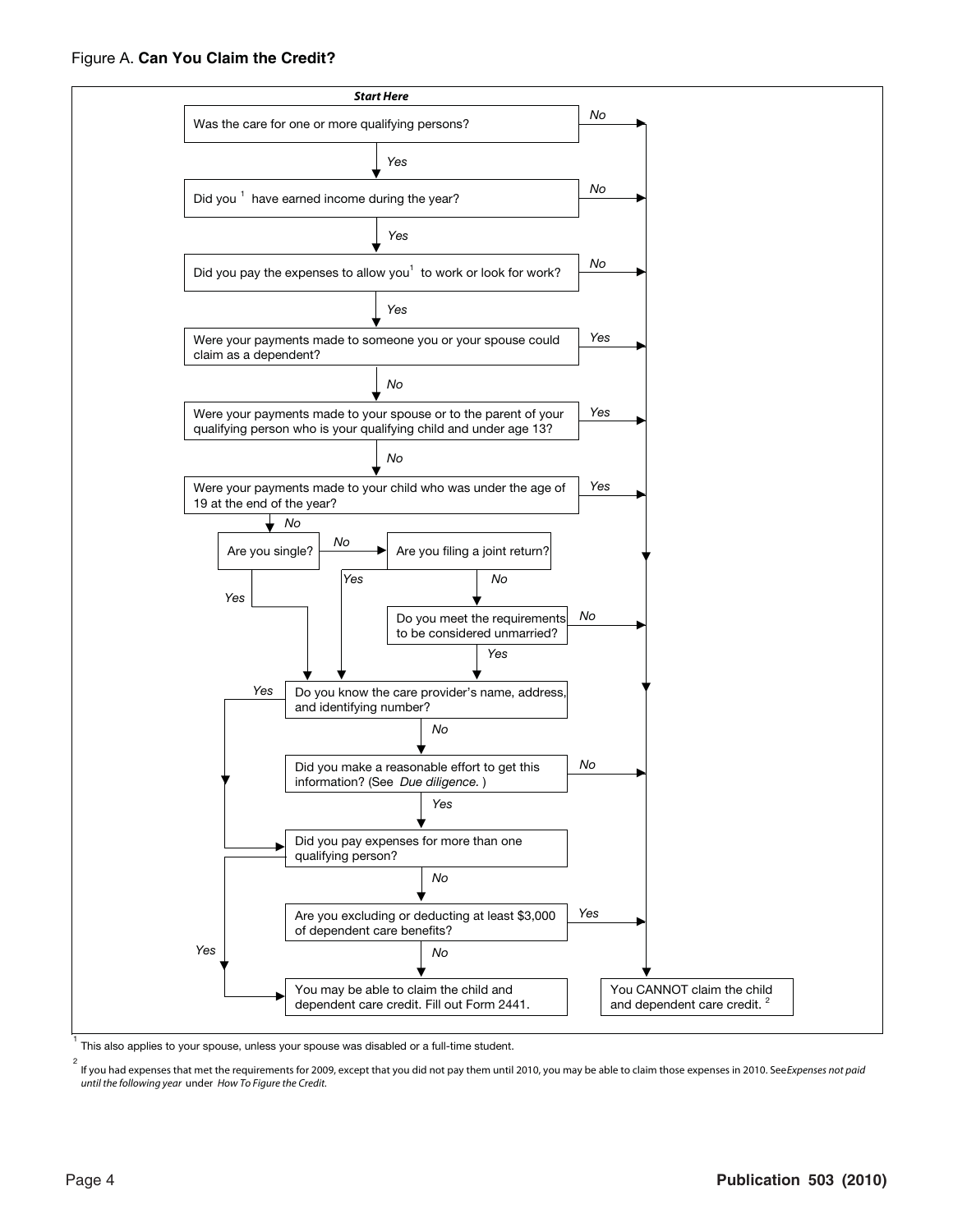Figure A. **Can You Claim the Credit?**

***Start Here***

1. Was the care for one or more qualifying persons?
   - *No* → You CANNOT claim the child and dependent care credit.[2]
   - *Yes* → Go to 2.
2. Did you[1] have earned income during the year?
   - *No* → You CANNOT claim the child and dependent care credit.[2]
   - *Yes* → Go to 3.
3. Did you pay the expenses to allow you[1] to work or look for work?
   - *No* → You CANNOT claim the child and dependent care credit.[2]
   - *Yes* → Go to 4.
4. Were your payments made to someone you or your spouse could claim as a dependent?
   - *Yes* → You CANNOT claim the child and dependent care credit.[2]
   - *No* → Go to 5.
5. Were your payments made to your spouse or to the parent of your qualifying person who is your qualifying child and under age 13?
   - *Yes* → You CANNOT claim the child and dependent care credit.[2]
   - *No* → Go to 6.
6. Were your payments made to your child who was under the age of 19 at the end of the year?
   - *Yes* → You CANNOT claim the child and dependent care credit.[2]
   - *No* → Go to 7.
7. Are you single?
   - *Yes* → Go to 10.
   - *No* → Go to 8.
8. Are you filing a joint return?
   - *Yes* → Go to 10.
   - *No* → Go to 9.
9. Do you meet the requirements to be considered unmarried?
   - *No* → You CANNOT claim the child and dependent care credit.[2]
   - *Yes* → Go to 10.
10. Do you know the care provider's name, address, and identifying number?
    - *Yes* → Go to 12.
    - *No* → Go to 11.
11. Did you make a reasonable effort to get this information? (See *Due diligence.*)
    - *No* → You CANNOT claim the child and dependent care credit.[2]
    - *Yes* → Go to 12.
12. Did you pay expenses for more than one qualifying person?
    - *Yes* → You may be able to claim the child and dependent care credit. Fill out Form 2441.
    - *No* → Go to 13.
13. Are you excluding or deducting at least $3,000 of dependent care benefits?
    - *Yes* → You CANNOT claim the child and dependent care credit.[2]
    - *No* → You may be able to claim the child and dependent care credit. Fill out Form 2441.

[1] This also applies to your spouse, unless your spouse was disabled or a full-time student.

[2] If you had expenses that met the requirements for 2009, except that you did not pay them until 2010, you may be able to claim those expenses in 2010. See *Expenses not paid until the following year* under *How To Figure the Credit.*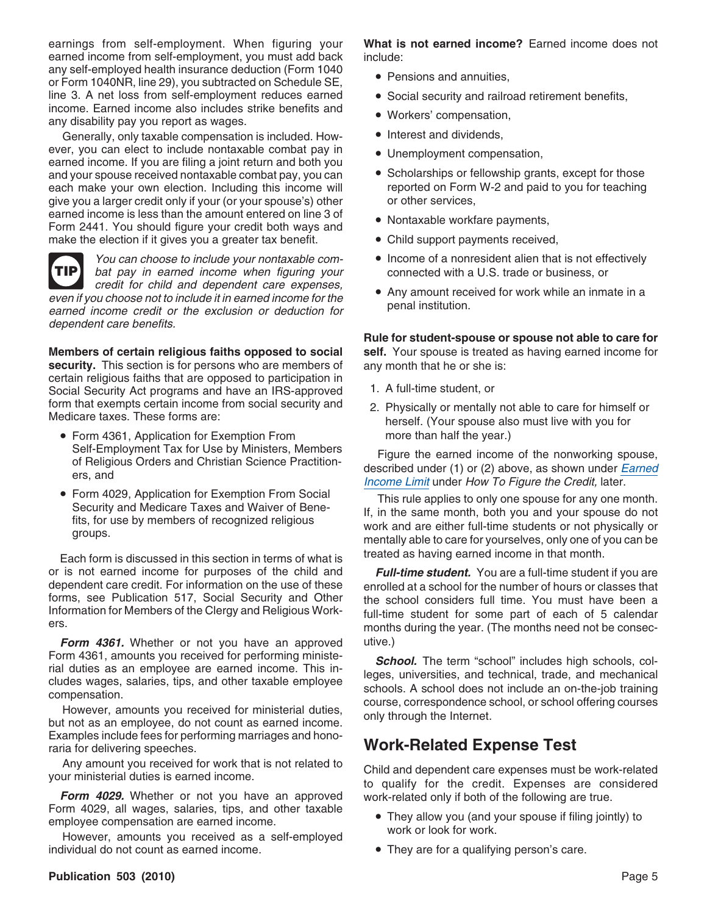earnings from self-employment. When figuring your earned income from self-employment, you must add back any self-employed health insurance deduction (Form 1040 or Form 1040NR, line 29), you subtracted on Schedule SE, line 3. A net loss from self-employment reduces earned income. Earned income also includes strike benefits and any disability pay you report as wages.

Generally, only taxable compensation is included. However, you can elect to include nontaxable combat pay in earned income. If you are filing a joint return and both you and your spouse received nontaxable combat pay, you can each make your own election. Including this income will give you a larger credit only if your (or your spouse's) other earned income is less than the amount entered on line 3 of Form 2441. You should figure your credit both ways and make the election if it gives you a greater tax benefit.

**TIP** *You can choose to include your nontaxable combat pay in earned income when figuring your credit for child and dependent care expenses, even if you choose not to include it in earned income for the earned income credit or the exclusion or deduction for dependent care benefits.*

**Members of certain religious faiths opposed to social security.** This section is for persons who are members of certain religious faiths that are opposed to participation in Social Security Act programs and have an IRS-approved form that exempts certain income from social security and Medicare taxes. These forms are:

- Form 4361, Application for Exemption From Self-Employment Tax for Use by Ministers, Members of Religious Orders and Christian Science Practitioners, and
- Form 4029, Application for Exemption From Social Security and Medicare Taxes and Waiver of Benefits, for use by members of recognized religious groups.

Each form is discussed in this section in terms of what is or is not earned income for purposes of the child and dependent care credit. For information on the use of these forms, see Publication 517, Social Security and Other Information for Members of the Clergy and Religious Workers.

***Form 4361.*** Whether or not you have an approved Form 4361, amounts you received for performing ministerial duties as an employee are earned income. This includes wages, salaries, tips, and other taxable employee compensation.

However, amounts you received for ministerial duties, but not as an employee, do not count as earned income. Examples include fees for performing marriages and honoraria for delivering speeches.

Any amount you received for work that is not related to your ministerial duties is earned income.

***Form 4029.*** Whether or not you have an approved Form 4029, all wages, salaries, tips, and other taxable employee compensation are earned income.

However, amounts you received as a self-employed individual do not count as earned income.

**What is not earned income?** Earned income does not include:

- Pensions and annuities,
- Social security and railroad retirement benefits,
- Workers' compensation,
- Interest and dividends,
- Unemployment compensation,
- Scholarships or fellowship grants, except for those reported on Form W-2 and paid to you for teaching or other services,
- Nontaxable workfare payments,
- Child support payments received,
- Income of a nonresident alien that is not effectively connected with a U.S. trade or business, or
- Any amount received for work while an inmate in a penal institution.

**Rule for student-spouse or spouse not able to care for self.** Your spouse is treated as having earned income for any month that he or she is:

1. A full-time student, or
2. Physically or mentally not able to care for himself or herself. (Your spouse also must live with you for more than half the year.)

Figure the earned income of the nonworking spouse, described under (1) or (2) above, as shown under Earned Income Limit under *How To Figure the Credit,* later.

This rule applies to only one spouse for any one month. If, in the same month, both you and your spouse do not work and are either full-time students or not physically or mentally able to care for yourselves, only one of you can be treated as having earned income in that month.

***Full-time student.*** You are a full-time student if you are enrolled at a school for the number of hours or classes that the school considers full time. You must have been a full-time student for some part of each of 5 calendar months during the year. (The months need not be consecutive.)

***School.*** The term "school" includes high schools, colleges, universities, and technical, trade, and mechanical schools. A school does not include an on-the-job training course, correspondence school, or school offering courses only through the Internet.

## Work-Related Expense Test

Child and dependent care expenses must be work-related to qualify for the credit. Expenses are considered work-related only if both of the following are true.

- They allow you (and your spouse if filing jointly) to work or look for work.
- They are for a qualifying person's care.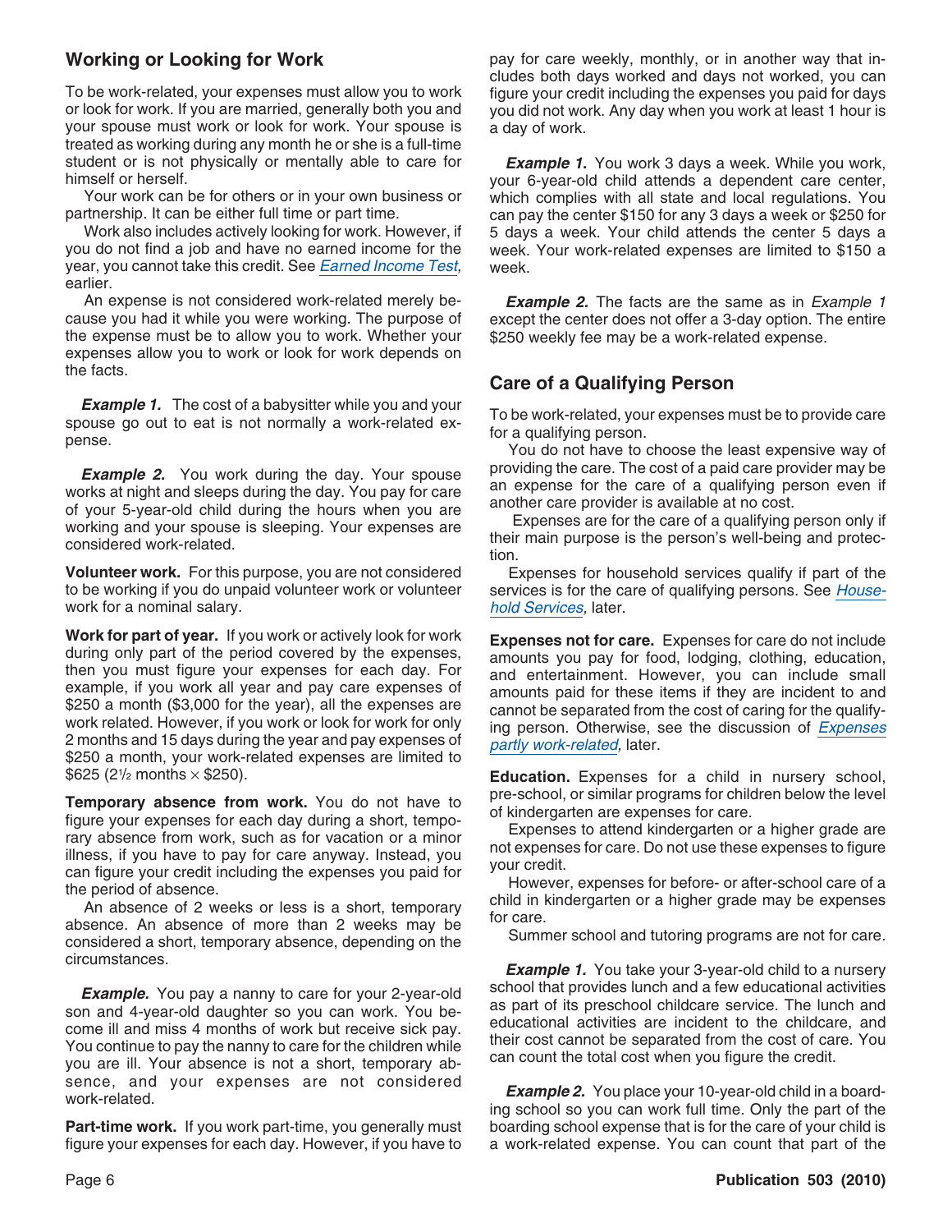## Working or Looking for Work

To be work-related, your expenses must allow you to work or look for work. If you are married, generally both you and your spouse must work or look for work. Your spouse is treated as working during any month he or she is a full-time student or is not physically or mentally able to care for himself or herself.

Your work can be for others or in your own business or partnership. It can be either full time or part time.

Work also includes actively looking for work. However, if you do not find a job and have no earned income for the year, you cannot take this credit. See *Earned Income Test,* earlier.

An expense is not considered work-related merely because you had it while you were working. The purpose of the expense must be to allow you to work. Whether your expenses allow you to work or look for work depends on the facts.

***Example 1.*** The cost of a babysitter while you and your spouse go out to eat is not normally a work-related expense.

***Example 2.*** You work during the day. Your spouse works at night and sleeps during the day. You pay for care of your 5-year-old child during the hours when you are working and your spouse is sleeping. Your expenses are considered work-related.

**Volunteer work.** For this purpose, you are not considered to be working if you do unpaid volunteer work or volunteer work for a nominal salary.

**Work for part of year.** If you work or actively look for work during only part of the period covered by the expenses, then you must figure your expenses for each day. For example, if you work all year and pay care expenses of $250 a month ($3,000 for the year), all the expenses are work related. However, if you work or look for work for only 2 months and 15 days during the year and pay expenses of $250 a month, your work-related expenses are limited to $625 (2½ months × $250).

**Temporary absence from work.** You do not have to figure your expenses for each day during a short, temporary absence from work, such as for vacation or a minor illness, if you have to pay for care anyway. Instead, you can figure your credit including the expenses you paid for the period of absence.

An absence of 2 weeks or less is a short, temporary absence. An absence of more than 2 weeks may be considered a short, temporary absence, depending on the circumstances.

***Example.*** You pay a nanny to care for your 2-year-old son and 4-year-old daughter so you can work. You become ill and miss 4 months of work but receive sick pay. You continue to pay the nanny to care for the children while you are ill. Your absence is not a short, temporary absence, and your expenses are not considered work-related.

**Part-time work.** If you work part-time, you generally must figure your expenses for each day. However, if you have to pay for care weekly, monthly, or in another way that includes both days worked and days not worked, you can figure your credit including the expenses you paid for days you did not work. Any day when you work at least 1 hour is a day of work.

***Example 1.*** You work 3 days a week. While you work, your 6-year-old child attends a dependent care center, which complies with all state and local regulations. You can pay the center $150 for any 3 days a week or $250 for 5 days a week. Your child attends the center 5 days a week. Your work-related expenses are limited to $150 a week.

***Example 2.*** The facts are the same as in *Example 1* except the center does not offer a 3-day option. The entire $250 weekly fee may be a work-related expense.

## Care of a Qualifying Person

To be work-related, your expenses must be to provide care for a qualifying person.

You do not have to choose the least expensive way of providing the care. The cost of a paid care provider may be an expense for the care of a qualifying person even if another care provider is available at no cost.

Expenses are for the care of a qualifying person only if their main purpose is the person's well-being and protection.

Expenses for household services qualify if part of the services is for the care of qualifying persons. See *Household Services,* later.

**Expenses not for care.** Expenses for care do not include amounts you pay for food, lodging, clothing, education, and entertainment. However, you can include small amounts paid for these items if they are incident to and cannot be separated from the cost of caring for the qualifying person. Otherwise, see the discussion of *Expenses partly work-related,* later.

**Education.** Expenses for a child in nursery school, pre-school, or similar programs for children below the level of kindergarten are expenses for care.

Expenses to attend kindergarten or a higher grade are not expenses for care. Do not use these expenses to figure your credit.

However, expenses for before- or after-school care of a child in kindergarten or a higher grade may be expenses for care.

Summer school and tutoring programs are not for care.

***Example 1.*** You take your 3-year-old child to a nursery school that provides lunch and a few educational activities as part of its preschool childcare service. The lunch and educational activities are incident to the childcare, and their cost cannot be separated from the cost of care. You can count the total cost when you figure the credit.

***Example 2.*** You place your 10-year-old child in a boarding school so you can work full time. Only the part of the boarding school expense that is for the care of your child is a work-related expense. You can count that part of the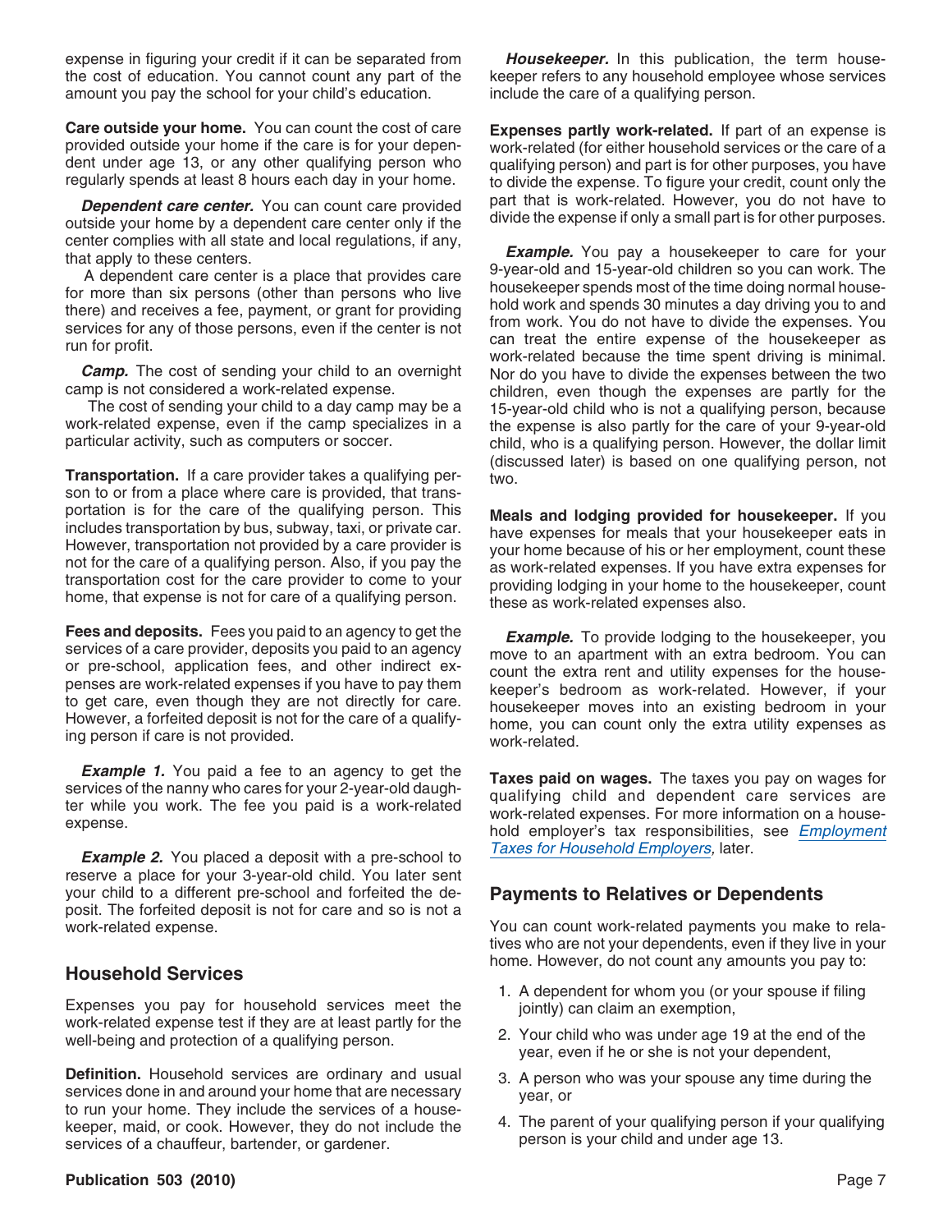expense in figuring your credit if it can be separated from the cost of education. You cannot count any part of the amount you pay the school for your child's education.

**Care outside your home.** You can count the cost of care provided outside your home if the care is for your dependent under age 13, or any other qualifying person who regularly spends at least 8 hours each day in your home.

***Dependent care center.*** You can count care provided outside your home by a dependent care center only if the center complies with all state and local regulations, if any, that apply to these centers.

A dependent care center is a place that provides care for more than six persons (other than persons who live there) and receives a fee, payment, or grant for providing services for any of those persons, even if the center is not run for profit.

***Camp.*** The cost of sending your child to an overnight camp is not considered a work-related expense.

The cost of sending your child to a day camp may be a work-related expense, even if the camp specializes in a particular activity, such as computers or soccer.

**Transportation.** If a care provider takes a qualifying person to or from a place where care is provided, that transportation is for the care of the qualifying person. This includes transportation by bus, subway, taxi, or private car. However, transportation not provided by a care provider is not for the care of a qualifying person. Also, if you pay the transportation cost for the care provider to come to your home, that expense is not for care of a qualifying person.

**Fees and deposits.** Fees you paid to an agency to get the services of a care provider, deposits you paid to an agency or pre-school, application fees, and other indirect expenses are work-related expenses if you have to pay them to get care, even though they are not directly for care. However, a forfeited deposit is not for the care of a qualifying person if care is not provided.

***Example 1.*** You paid a fee to an agency to get the services of the nanny who cares for your 2-year-old daughter while you work. The fee you paid is a work-related expense.

***Example 2.*** You placed a deposit with a pre-school to reserve a place for your 3-year-old child. You later sent your child to a different pre-school and forfeited the deposit. The forfeited deposit is not for care and so is not a work-related expense.

## Household Services

Expenses you pay for household services meet the work-related expense test if they are at least partly for the well-being and protection of a qualifying person.

**Definition.** Household services are ordinary and usual services done in and around your home that are necessary to run your home. They include the services of a housekeeper, maid, or cook. However, they do not include the services of a chauffeur, bartender, or gardener.

***Housekeeper.*** In this publication, the term housekeeper refers to any household employee whose services include the care of a qualifying person.

**Expenses partly work-related.** If part of an expense is work-related (for either household services or the care of a qualifying person) and part is for other purposes, you have to divide the expense. To figure your credit, count only the part that is work-related. However, you do not have to divide the expense if only a small part is for other purposes.

***Example.*** You pay a housekeeper to care for your 9-year-old and 15-year-old children so you can work. The housekeeper spends most of the time doing normal household work and spends 30 minutes a day driving you to and from work. You do not have to divide the expenses. You can treat the entire expense of the housekeeper as work-related because the time spent driving is minimal. Nor do you have to divide the expenses between the two children, even though the expenses are partly for the 15-year-old child who is not a qualifying person, because the expense is also partly for the care of your 9-year-old child, who is a qualifying person. However, the dollar limit (discussed later) is based on one qualifying person, not two.

**Meals and lodging provided for housekeeper.** If you have expenses for meals that your housekeeper eats in your home because of his or her employment, count these as work-related expenses. If you have extra expenses for providing lodging in your home to the housekeeper, count these as work-related expenses also.

***Example.*** To provide lodging to the housekeeper, you move to an apartment with an extra bedroom. You can count the extra rent and utility expenses for the housekeeper's bedroom as work-related. However, if your housekeeper moves into an existing bedroom in your home, you can count only the extra utility expenses as work-related.

**Taxes paid on wages.** The taxes you pay on wages for qualifying child and dependent care services are work-related expenses. For more information on a household employer's tax responsibilities, see *Employment Taxes for Household Employers,* later.

## Payments to Relatives or Dependents

You can count work-related payments you make to relatives who are not your dependents, even if they live in your home. However, do not count any amounts you pay to:

1. A dependent for whom you (or your spouse if filing jointly) can claim an exemption,
2. Your child who was under age 19 at the end of the year, even if he or she is not your dependent,
3. A person who was your spouse any time during the year, or
4. The parent of your qualifying person if your qualifying person is your child and under age 13.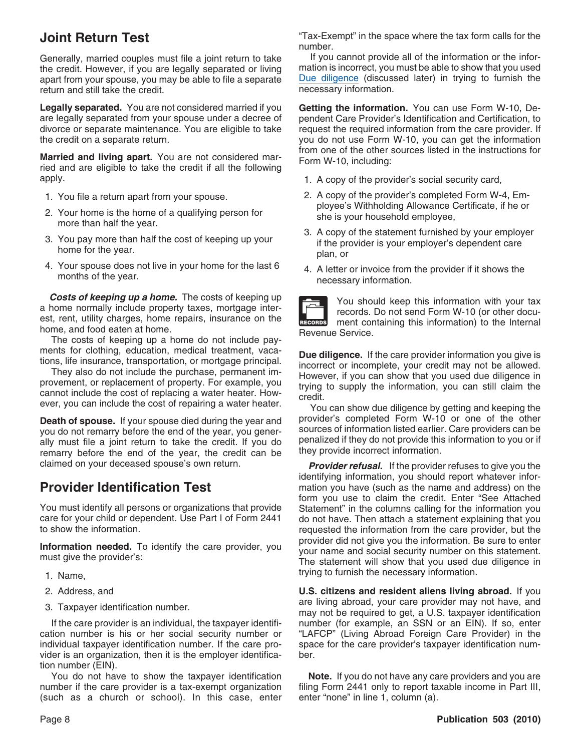## Joint Return Test

Generally, married couples must file a joint return to take the credit. However, if you are legally separated or living apart from your spouse, you may be able to file a separate return and still take the credit.

**Legally separated.** You are not considered married if you are legally separated from your spouse under a decree of divorce or separate maintenance. You are eligible to take the credit on a separate return.

**Married and living apart.** You are not considered married and are eligible to take the credit if all the following apply.

1. You file a return apart from your spouse.
2. Your home is the home of a qualifying person for more than half the year.
3. You pay more than half the cost of keeping up your home for the year.
4. Your spouse does not live in your home for the last 6 months of the year.

***Costs of keeping up a home.*** The costs of keeping up a home normally include property taxes, mortgage interest, rent, utility charges, home repairs, insurance on the home, and food eaten at home.

The costs of keeping up a home do not include payments for clothing, education, medical treatment, vacations, life insurance, transportation, or mortgage principal.

They also do not include the purchase, permanent improvement, or replacement of property. For example, you cannot include the cost of replacing a water heater. However, you can include the cost of repairing a water heater.

**Death of spouse.** If your spouse died during the year and you do not remarry before the end of the year, you generally must file a joint return to take the credit. If you do remarry before the end of the year, the credit can be claimed on your deceased spouse's own return.

## Provider Identification Test

You must identify all persons or organizations that provide care for your child or dependent. Use Part I of Form 2441 to show the information.

**Information needed.** To identify the care provider, you must give the provider's:

1. Name,
2. Address, and
3. Taxpayer identification number.

If the care provider is an individual, the taxpayer identification number is his or her social security number or individual taxpayer identification number. If the care provider is an organization, then it is the employer identification number (EIN).

You do not have to show the taxpayer identification number if the care provider is a tax-exempt organization (such as a church or school). In this case, enter "Tax-Exempt" in the space where the tax form calls for the number.

If you cannot provide all of the information or the information is incorrect, you must be able to show that you used Due diligence (discussed later) in trying to furnish the necessary information.

**Getting the information.** You can use Form W-10, Dependent Care Provider's Identification and Certification, to request the required information from the care provider. If you do not use Form W-10, you can get the information from one of the other sources listed in the instructions for Form W-10, including:

1. A copy of the provider's social security card,
2. A copy of the provider's completed Form W-4, Employee's Withholding Allowance Certificate, if he or she is your household employee,
3. A copy of the statement furnished by your employer if the provider is your employer's dependent care plan, or
4. A letter or invoice from the provider if it shows the necessary information.

RECORDS: You should keep this information with your tax records. Do not send Form W-10 (or other document containing this information) to the Internal Revenue Service.

**Due diligence.** If the care provider information you give is incorrect or incomplete, your credit may not be allowed. However, if you can show that you used due diligence in trying to supply the information, you can still claim the credit.

You can show due diligence by getting and keeping the provider's completed Form W-10 or one of the other sources of information listed earlier. Care providers can be penalized if they do not provide this information to you or if they provide incorrect information.

***Provider refusal.*** If the provider refuses to give you the identifying information, you should report whatever information you have (such as the name and address) on the form you use to claim the credit. Enter "See Attached Statement" in the columns calling for the information you do not have. Then attach a statement explaining that you requested the information from the care provider, but the provider did not give you the information. Be sure to enter your name and social security number on this statement. The statement will show that you used due diligence in trying to furnish the necessary information.

**U.S. citizens and resident aliens living abroad.** If you are living abroad, your care provider may not have, and may not be required to get, a U.S. taxpayer identification number (for example, an SSN or an EIN). If so, enter "LAFCP" (Living Abroad Foreign Care Provider) in the space for the care provider's taxpayer identification number.

**Note.** If you do not have any care providers and you are filing Form 2441 only to report taxable income in Part III, enter "none" in line 1, column (a).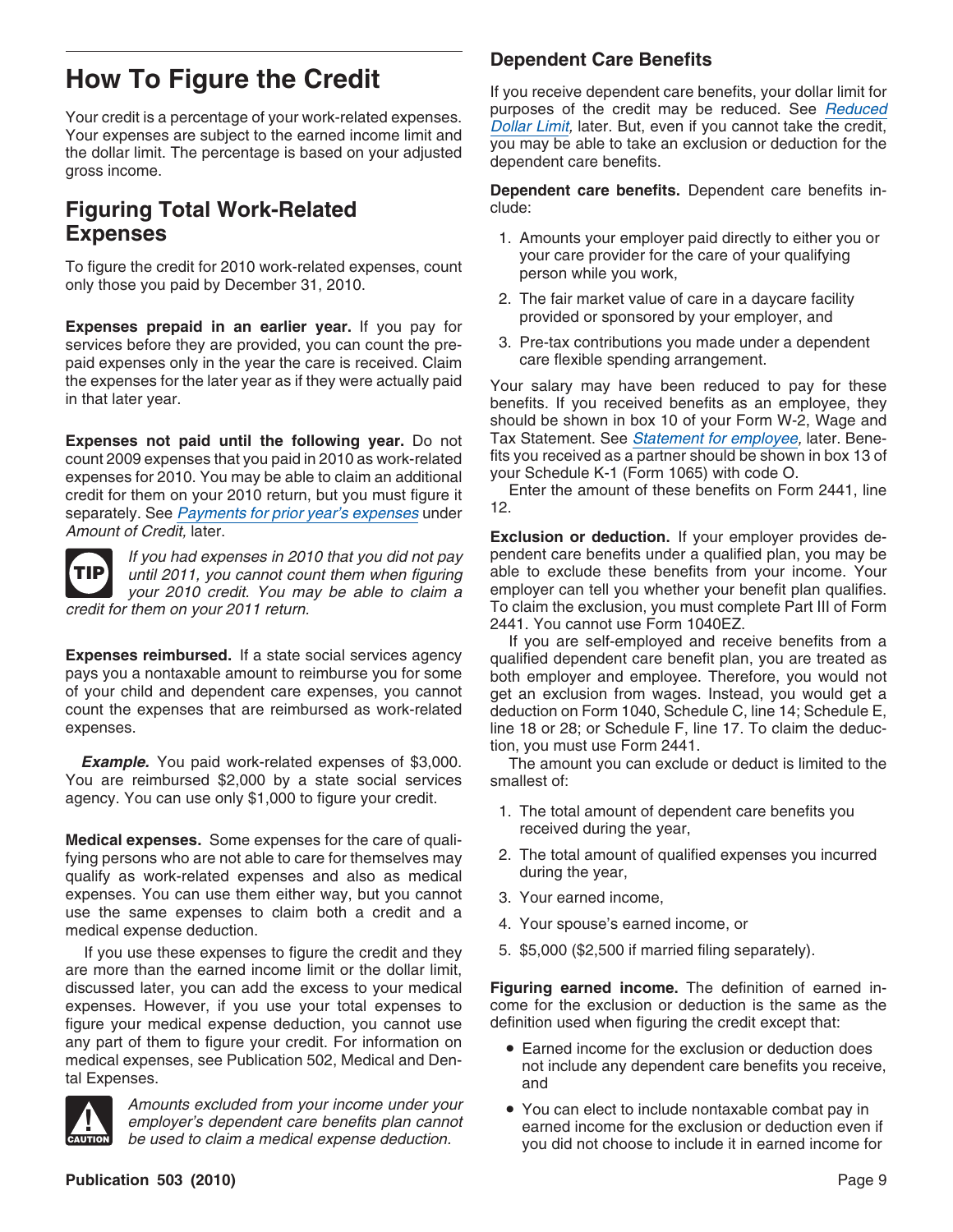# How To Figure the Credit

Your credit is a percentage of your work-related expenses. Your expenses are subject to the earned income limit and the dollar limit. The percentage is based on your adjusted gross income.

## Figuring Total Work-Related Expenses

To figure the credit for 2010 work-related expenses, count only those you paid by December 31, 2010.

**Expenses prepaid in an earlier year.** If you pay for services before they are provided, you can count the prepaid expenses only in the year the care is received. Claim the expenses for the later year as if they were actually paid in that later year.

**Expenses not paid until the following year.** Do not count 2009 expenses that you paid in 2010 as work-related expenses for 2010. You may be able to claim an additional credit for them on your 2010 return, but you must figure it separately. See *Payments for prior year's expenses* under *Amount of Credit,* later.

> **TIP** *If you had expenses in 2010 that you did not pay until 2011, you cannot count them when figuring your 2010 credit. You may be able to claim a credit for them on your 2011 return.*

**Expenses reimbursed.** If a state social services agency pays you a nontaxable amount to reimburse you for some of your child and dependent care expenses, you cannot count the expenses that are reimbursed as work-related expenses.

***Example.*** You paid work-related expenses of $3,000. You are reimbursed $2,000 by a state social services agency. You can use only $1,000 to figure your credit.

**Medical expenses.** Some expenses for the care of qualifying persons who are not able to care for themselves may qualify as work-related expenses and also as medical expenses. You can use them either way, but you cannot use the same expenses to claim both a credit and a medical expense deduction.

If you use these expenses to figure the credit and they are more than the earned income limit or the dollar limit, discussed later, you can add the excess to your medical expenses. However, if you use your total expenses to figure your medical expense deduction, you cannot use any part of them to figure your credit. For information on medical expenses, see Publication 502, Medical and Dental Expenses.

> **CAUTION** *Amounts excluded from your income under your employer's dependent care benefits plan cannot be used to claim a medical expense deduction.*

### Dependent Care Benefits

If you receive dependent care benefits, your dollar limit for purposes of the credit may be reduced. See *Reduced Dollar Limit,* later. But, even if you cannot take the credit, you may be able to take an exclusion or deduction for the dependent care benefits.

**Dependent care benefits.** Dependent care benefits include:

1. Amounts your employer paid directly to either you or your care provider for the care of your qualifying person while you work,
2. The fair market value of care in a daycare facility provided or sponsored by your employer, and
3. Pre-tax contributions you made under a dependent care flexible spending arrangement.

Your salary may have been reduced to pay for these benefits. If you received benefits as an employee, they should be shown in box 10 of your Form W-2, Wage and Tax Statement. See *Statement for employee,* later. Benefits you received as a partner should be shown in box 13 of your Schedule K-1 (Form 1065) with code O.

Enter the amount of these benefits on Form 2441, line 12.

**Exclusion or deduction.** If your employer provides dependent care benefits under a qualified plan, you may be able to exclude these benefits from your income. Your employer can tell you whether your benefit plan qualifies. To claim the exclusion, you must complete Part III of Form 2441. You cannot use Form 1040EZ.

If you are self-employed and receive benefits from a qualified dependent care benefit plan, you are treated as both employer and employee. Therefore, you would not get an exclusion from wages. Instead, you would get a deduction on Form 1040, Schedule C, line 14; Schedule E, line 18 or 28; or Schedule F, line 17. To claim the deduction, you must use Form 2441.

The amount you can exclude or deduct is limited to the smallest of:

1. The total amount of dependent care benefits you received during the year,
2. The total amount of qualified expenses you incurred during the year,
3. Your earned income,
4. Your spouse's earned income, or
5. $5,000 ($2,500 if married filing separately).

**Figuring earned income.** The definition of earned income for the exclusion or deduction is the same as the definition used when figuring the credit except that:

- Earned income for the exclusion or deduction does not include any dependent care benefits you receive, and
- You can elect to include nontaxable combat pay in earned income for the exclusion or deduction even if you did not choose to include it in earned income for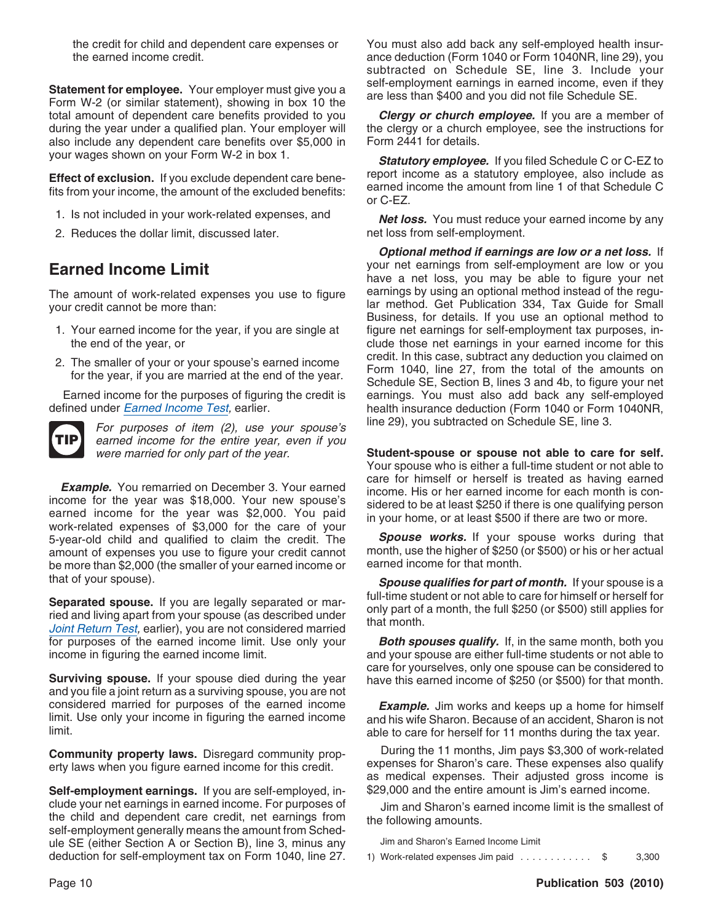the credit for child and dependent care expenses or the earned income credit.

**Statement for employee.** Your employer must give you a Form W-2 (or similar statement), showing in box 10 the total amount of dependent care benefits provided to you during the year under a qualified plan. Your employer will also include any dependent care benefits over $5,000 in your wages shown on your Form W-2 in box 1.

**Effect of exclusion.** If you exclude dependent care benefits from your income, the amount of the excluded benefits:

1. Is not included in your work-related expenses, and
2. Reduces the dollar limit, discussed later.

## Earned Income Limit

The amount of work-related expenses you use to figure your credit cannot be more than:

1. Your earned income for the year, if you are single at the end of the year, or
2. The smaller of your or your spouse's earned income for the year, if you are married at the end of the year.

Earned income for the purposes of figuring the credit is defined under *Earned Income Test*, earlier.

**TIP** *For purposes of item (2), use your spouse's earned income for the entire year, even if you were married for only part of the year.*

***Example.*** You remarried on December 3. Your earned income for the year was $18,000. Your new spouse's earned income for the year was $2,000. You paid work-related expenses of $3,000 for the care of your 5-year-old child and qualified to claim the credit. The amount of expenses you use to figure your credit cannot be more than $2,000 (the smaller of your earned income or that of your spouse).

**Separated spouse.** If you are legally separated or married and living apart from your spouse (as described under *Joint Return Test*, earlier), you are not considered married for purposes of the earned income limit. Use only your income in figuring the earned income limit.

**Surviving spouse.** If your spouse died during the year and you file a joint return as a surviving spouse, you are not considered married for purposes of the earned income limit. Use only your income in figuring the earned income limit.

**Community property laws.** Disregard community property laws when you figure earned income for this credit.

**Self-employment earnings.** If you are self-employed, include your net earnings in earned income. For purposes of the child and dependent care credit, net earnings from self-employment generally means the amount from Schedule SE (either Section A or Section B), line 3, minus any deduction for self-employment tax on Form 1040, line 27. You must also add back any self-employed health insurance deduction (Form 1040 or Form 1040NR, line 29), you subtracted on Schedule SE, line 3. Include your self-employment earnings in earned income, even if they are less than $400 and you did not file Schedule SE.

***Clergy or church employee.*** If you are a member of the clergy or a church employee, see the instructions for Form 2441 for details.

***Statutory employee.*** If you filed Schedule C or C-EZ to report income as a statutory employee, also include as earned income the amount from line 1 of that Schedule C or C-EZ.

***Net loss.*** You must reduce your earned income by any net loss from self-employment.

***Optional method if earnings are low or a net loss.*** If your net earnings from self-employment are low or you have a net loss, you may be able to figure your net earnings by using an optional method instead of the regular method. Get Publication 334, Tax Guide for Small Business, for details. If you use an optional method to figure net earnings for self-employment tax purposes, include those net earnings in your earned income for this credit. In this case, subtract any deduction you claimed on Form 1040, line 27, from the total of the amounts on Schedule SE, Section B, lines 3 and 4b, to figure your net earnings. You must also add back any self-employed health insurance deduction (Form 1040 or Form 1040NR, line 29), you subtracted on Schedule SE, line 3.

**Student-spouse or spouse not able to care for self.** Your spouse who is either a full-time student or not able to care for himself or herself is treated as having earned income. His or her earned income for each month is considered to be at least $250 if there is one qualifying person in your home, or at least $500 if there are two or more.

***Spouse works.*** If your spouse works during that month, use the higher of $250 (or $500) or his or her actual earned income for that month.

***Spouse qualifies for part of month.*** If your spouse is a full-time student or not able to care for himself or herself for only part of a month, the full $250 (or $500) still applies for that month.

***Both spouses qualify.*** If, in the same month, both you and your spouse are either full-time students or not able to care for yourselves, only one spouse can be considered to have this earned income of $250 (or $500) for that month.

***Example.*** Jim works and keeps up a home for himself and his wife Sharon. Because of an accident, Sharon is not able to care for herself for 11 months during the tax year.

During the 11 months, Jim pays $3,300 of work-related expenses for Sharon's care. These expenses also qualify as medical expenses. Their adjusted gross income is $29,000 and the entire amount is Jim's earned income.

Jim and Sharon's earned income limit is the smallest of the following amounts.

| Jim and Sharon's Earned Income Limit | |
|---|---|
| 1) Work-related expenses Jim paid . . . . . . . . . . . . | $ 3,300 |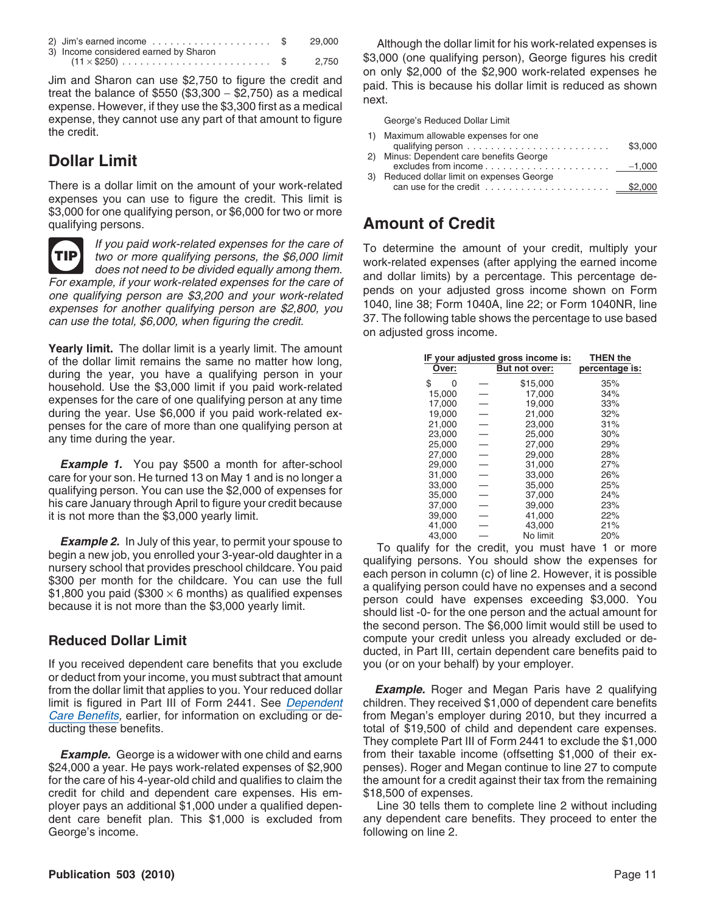| | | |
|---|---|---|
| 2) | Jim's earned income | $ 29,000 |
| 3) | Income considered earned by Sharon (11 × $250) | $ 2,750 |

Jim and Sharon can use $2,750 to figure the credit and treat the balance of $550 ($3,300 − $2,750) as a medical expense. However, if they use the $3,300 first as a medical expense, they cannot use any part of that amount to figure the credit.

## Dollar Limit

There is a dollar limit on the amount of your work-related expenses you can use to figure the credit. This limit is $3,000 for one qualifying person, or $6,000 for two or more qualifying persons.

**TIP** *If you paid work-related expenses for the care of two or more qualifying persons, the $6,000 limit does not need to be divided equally among them. For example, if your work-related expenses for the care of one qualifying person are $3,200 and your work-related expenses for another qualifying person are $2,800, you can use the total, $6,000, when figuring the credit.*

**Yearly limit.** The dollar limit is a yearly limit. The amount of the dollar limit remains the same no matter how long, during the year, you have a qualifying person in your household. Use the $3,000 limit if you paid work-related expenses for the care of one qualifying person at any time during the year. Use $6,000 if you paid work-related expenses for the care of more than one qualifying person at any time during the year.

***Example 1.*** You pay $500 a month for after-school care for your son. He turned 13 on May 1 and is no longer a qualifying person. You can use the $2,000 of expenses for his care January through April to figure your credit because it is not more than the $3,000 yearly limit.

***Example 2.*** In July of this year, to permit your spouse to begin a new job, you enrolled your 3-year-old daughter in a nursery school that provides preschool childcare. You paid $300 per month for the childcare. You can use the full $1,800 you paid ($300 × 6 months) as qualified expenses because it is not more than the $3,000 yearly limit.

### Reduced Dollar Limit

If you received dependent care benefits that you exclude or deduct from your income, you must subtract that amount from the dollar limit that applies to you. Your reduced dollar limit is figured in Part III of Form 2441. See *Dependent Care Benefits,* earlier, for information on excluding or deducting these benefits.

***Example.*** George is a widower with one child and earns $24,000 a year. He pays work-related expenses of $2,900 for the care of his 4-year-old child and qualifies to claim the credit for child and dependent care expenses. His employer pays an additional $1,000 under a qualified dependent care benefit plan. This $1,000 is excluded from George's income.

Although the dollar limit for his work-related expenses is $3,000 (one qualifying person), George figures his credit on only $2,000 of the $2,900 work-related expenses he paid. This is because his dollar limit is reduced as shown next.

George's Reduced Dollar Limit

| | | |
|---|---|---|
| 1) | Maximum allowable expenses for one qualifying person | $3,000 |
| 2) | Minus: Dependent care benefits George excludes from income | −1,000 |
| 3) | Reduced dollar limit on expenses George can use for the credit | $2,000 |

## Amount of Credit

To determine the amount of your credit, multiply your work-related expenses (after applying the earned income and dollar limits) by a percentage. This percentage depends on your adjusted gross income shown on Form 1040, line 38; Form 1040A, line 22; or Form 1040NR, line 37. The following table shows the percentage to use based on adjusted gross income.

| IF your adjusted gross income is: Over: | | But not over: | THEN the percentage is: |
|---|---|---|---|
| $ 0 | — | $15,000 | 35% |
| 15,000 | — | 17,000 | 34% |
| 17,000 | — | 19,000 | 33% |
| 19,000 | — | 21,000 | 32% |
| 21,000 | — | 23,000 | 31% |
| 23,000 | — | 25,000 | 30% |
| 25,000 | — | 27,000 | 29% |
| 27,000 | — | 29,000 | 28% |
| 29,000 | — | 31,000 | 27% |
| 31,000 | — | 33,000 | 26% |
| 33,000 | — | 35,000 | 25% |
| 35,000 | — | 37,000 | 24% |
| 37,000 | — | 39,000 | 23% |
| 39,000 | — | 41,000 | 22% |
| 41,000 | — | 43,000 | 21% |
| 43,000 | — | No limit | 20% |

To qualify for the credit, you must have 1 or more qualifying persons. You should show the expenses for each person in column (c) of line 2. However, it is possible a qualifying person could have no expenses and a second person could have expenses exceeding $3,000. You should list -0- for the one person and the actual amount for the second person. The $6,000 limit would still be used to compute your credit unless you already excluded or deducted, in Part III, certain dependent care benefits paid to you (or on your behalf) by your employer.

***Example.*** Roger and Megan Paris have 2 qualifying children. They received $1,000 of dependent care benefits from Megan's employer during 2010, but they incurred a total of $19,500 of child and dependent care expenses. They complete Part III of Form 2441 to exclude the $1,000 from their taxable income (offsetting $1,000 of their expenses). Roger and Megan continue to line 27 to compute the amount for a credit against their tax from the remaining $18,500 of expenses.

Line 30 tells them to complete line 2 without including any dependent care benefits. They proceed to enter the following on line 2.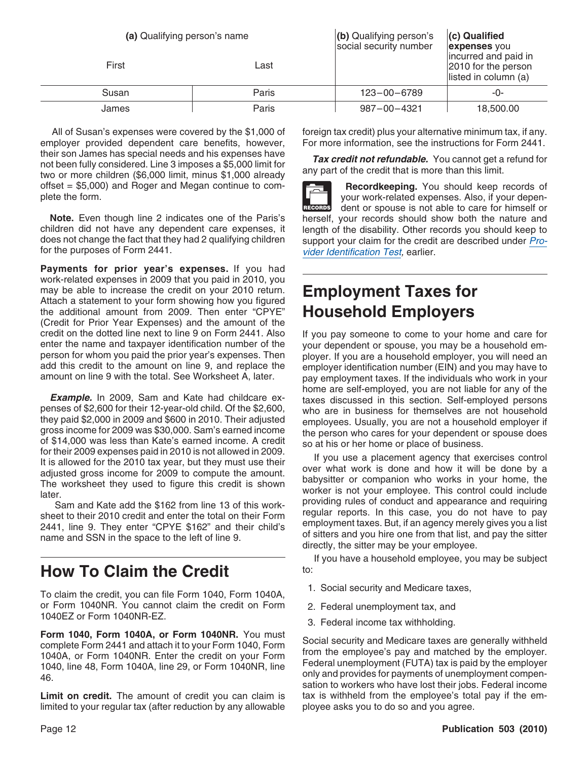| (a) Qualifying person's name | | (b) Qualifying person's social security number | (c) **Qualified expenses** you incurred and paid in 2010 for the person listed in column (a) |
|---|---|---|---|
| First | Last | | |
| Susan | Paris | 123–00–6789 | -0- |
| James | Paris | 987–00–4321 | 18,500.00 |

All of Susan's expenses were covered by the $1,000 of employer provided dependent care benefits, however, their son James has special needs and his expenses have not been fully considered. Line 3 imposes a $5,000 limit for two or more children ($6,000 limit, minus $1,000 already offset = $5,000) and Roger and Megan continue to complete the form.

**Note.** Even though line 2 indicates one of the Paris's children did not have any dependent care expenses, it does not change the fact that they had 2 qualifying children for the purposes of Form 2441.

**Payments for prior year's expenses.** If you had work-related expenses in 2009 that you paid in 2010, you may be able to increase the credit on your 2010 return. Attach a statement to your form showing how you figured the additional amount from 2009. Then enter "CPYE" (Credit for Prior Year Expenses) and the amount of the credit on the dotted line next to line 9 on Form 2441. Also enter the name and taxpayer identification number of the person for whom you paid the prior year's expenses. Then add this credit to the amount on line 9, and replace the amount on line 9 with the total. See Worksheet A, later.

***Example.*** In 2009, Sam and Kate had childcare expenses of $2,600 for their 12-year-old child. Of the $2,600, they paid $2,000 in 2009 and $600 in 2010. Their adjusted gross income for 2009 was $30,000. Sam's earned income of $14,000 was less than Kate's earned income. A credit for their 2009 expenses paid in 2010 is not allowed in 2009. It is allowed for the 2010 tax year, but they must use their adjusted gross income for 2009 to compute the amount. The worksheet they used to figure this credit is shown later.

Sam and Kate add the $162 from line 13 of this worksheet to their 2010 credit and enter the total on their Form 2441, line 9. They enter "CPYE $162" and their child's name and SSN in the space to the left of line 9.

# How To Claim the Credit

To claim the credit, you can file Form 1040, Form 1040A, or Form 1040NR. You cannot claim the credit on Form 1040EZ or Form 1040NR-EZ.

**Form 1040, Form 1040A, or Form 1040NR.** You must complete Form 2441 and attach it to your Form 1040, Form 1040A, or Form 1040NR. Enter the credit on your Form 1040, line 48, Form 1040A, line 29, or Form 1040NR, line 46.

**Limit on credit.** The amount of credit you can claim is limited to your regular tax (after reduction by any allowable foreign tax credit) plus your alternative minimum tax, if any. For more information, see the instructions for Form 2441.

***Tax credit not refundable.*** You cannot get a refund for any part of the credit that is more than this limit.

**Recordkeeping.** You should keep records of your work-related expenses. Also, if your dependent or spouse is not able to care for himself or herself, your records should show both the nature and length of the disability. Other records you should keep to support your claim for the credit are described under *Provider Identification Test*, earlier.

# Employment Taxes for Household Employers

If you pay someone to come to your home and care for your dependent or spouse, you may be a household employer. If you are a household employer, you will need an employer identification number (EIN) and you may have to pay employment taxes. If the individuals who work in your home are self-employed, you are not liable for any of the taxes discussed in this section. Self-employed persons who are in business for themselves are not household employees. Usually, you are not a household employer if the person who cares for your dependent or spouse does so at his or her home or place of business.

If you use a placement agency that exercises control over what work is done and how it will be done by a babysitter or companion who works in your home, the worker is not your employee. This control could include providing rules of conduct and appearance and requiring regular reports. In this case, you do not have to pay employment taxes. But, if an agency merely gives you a list of sitters and you hire one from that list, and pay the sitter directly, the sitter may be your employee.

If you have a household employee, you may be subject to:

1. Social security and Medicare taxes,
2. Federal unemployment tax, and
3. Federal income tax withholding.

Social security and Medicare taxes are generally withheld from the employee's pay and matched by the employer. Federal unemployment (FUTA) tax is paid by the employer only and provides for payments of unemployment compensation to workers who have lost their jobs. Federal income tax is withheld from the employee's total pay if the employee asks you to do so and you agree.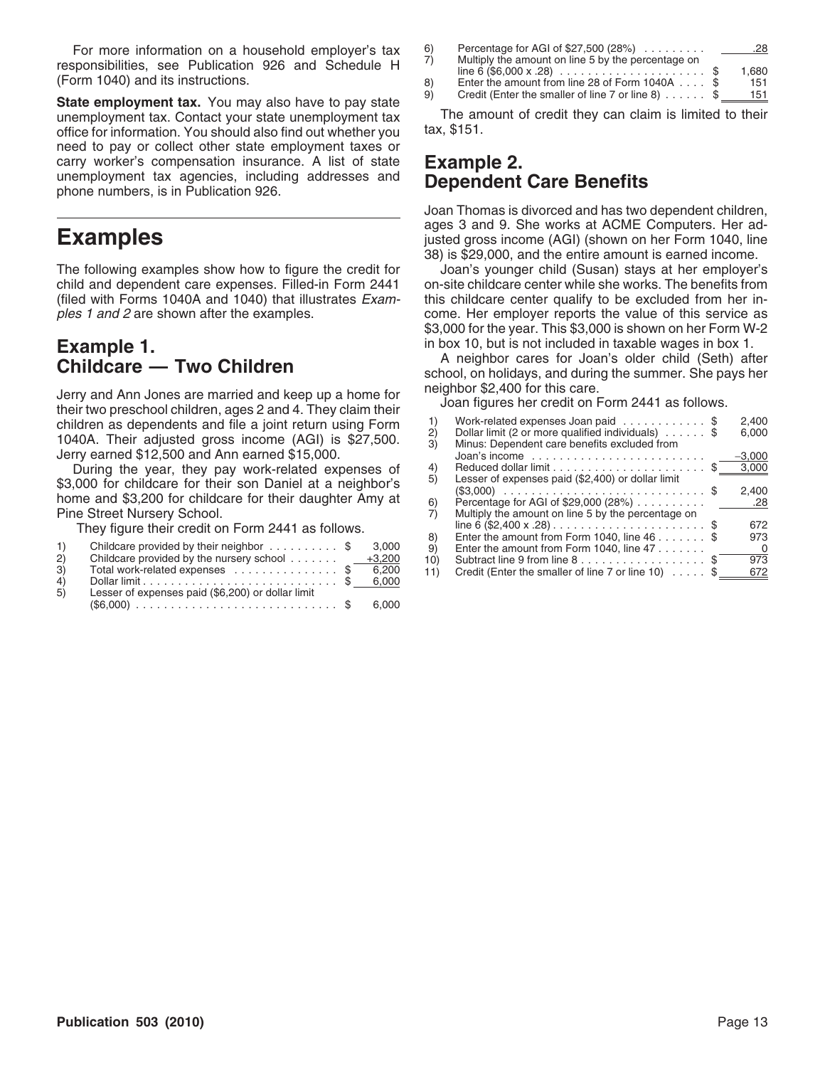For more information on a household employer's tax responsibilities, see Publication 926 and Schedule H (Form 1040) and its instructions.

**State employment tax.** You may also have to pay state unemployment tax. Contact your state unemployment tax office for information. You should also find out whether you need to pay or collect other state employment taxes or carry worker's compensation insurance. A list of state unemployment tax agencies, including addresses and phone numbers, is in Publication 926.

# Examples

The following examples show how to figure the credit for child and dependent care expenses. Filled-in Form 2441 (filed with Forms 1040A and 1040) that illustrates *Examples 1 and 2* are shown after the examples.

## Example 1. Childcare — Two Children

Jerry and Ann Jones are married and keep up a home for their two preschool children, ages 2 and 4. They claim their children as dependents and file a joint return using Form 1040A. Their adjusted gross income (AGI) is $27,500. Jerry earned $12,500 and Ann earned $15,000.

During the year, they pay work-related expenses of $3,000 for childcare for their son Daniel at a neighbor's home and $3,200 for childcare for their daughter Amy at Pine Street Nursery School.

They figure their credit on Form 2441 as follows.

| | | |
|---|---|---|
| 1) | Childcare provided by their neighbor | $ 3,000 |
| 2) | Childcare provided by the nursery school | +3,200 |
| 3) | Total work-related expenses | $ 6,200 |
| 4) | Dollar limit | $ 6,000 |
| 5) | Lesser of expenses paid ($6,200) or dollar limit ($6,000) | $ 6,000 |
| 6) | Percentage for AGI of $27,500 (28%) | .28 |
| 7) | Multiply the amount on line 5 by the percentage on line 6 ($6,000 x .28) | $ 1,680 |
| 8) | Enter the amount from line 28 of Form 1040A | $ 151 |
| 9) | Credit (Enter the smaller of line 7 or line 8) | $ 151 |

The amount of credit they can claim is limited to their tax, $151.

## Example 2. Dependent Care Benefits

Joan Thomas is divorced and has two dependent children, ages 3 and 9. She works at ACME Computers. Her adjusted gross income (AGI) (shown on her Form 1040, line 38) is $29,000, and the entire amount is earned income.

Joan's younger child (Susan) stays at her employer's on-site childcare center while she works. The benefits from this childcare center qualify to be excluded from her income. Her employer reports the value of this service as $3,000 for the year. This $3,000 is shown on her Form W-2 in box 10, but is not included in taxable wages in box 1.

A neighbor cares for Joan's older child (Seth) after school, on holidays, and during the summer. She pays her neighbor $2,400 for this care.

Joan figures her credit on Form 2441 as follows.

| | | |
|---|---|---|
| 1) | Work-related expenses Joan paid | $ 2,400 |
| 2) | Dollar limit (2 or more qualified individuals) | $ 6,000 |
| 3) | Minus: Dependent care benefits excluded from Joan's income | −3,000 |
| 4) | Reduced dollar limit | $ 3,000 |
| 5) | Lesser of expenses paid ($2,400) or dollar limit ($3,000) | $ 2,400 |
| 6) | Percentage for AGI of $29,000 (28%) | .28 |
| 7) | Multiply the amount on line 5 by the percentage on line 6 ($2,400 x .28) | $ 672 |
| 8) | Enter the amount from Form 1040, line 46 | $ 973 |
| 9) | Enter the amount from Form 1040, line 47 | 0 |
| 10) | Subtract line 9 from line 8 | $ 973 |
| 11) | Credit (Enter the smaller of line 7 or line 10) | $ 672 |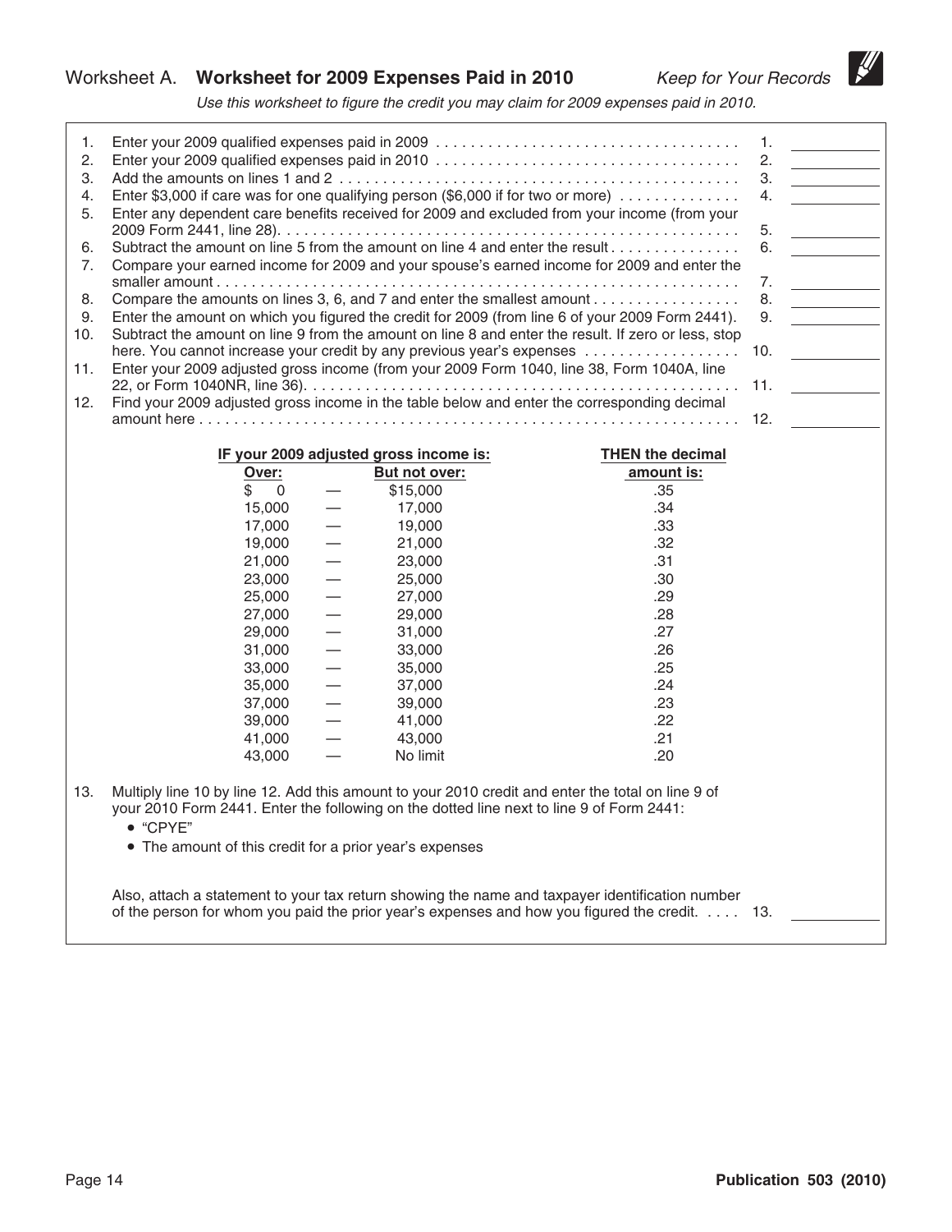## Worksheet A. **Worksheet for 2009 Expenses Paid in 2010**

*Keep for Your Records*

*Use this worksheet to figure the credit you may claim for 2009 expenses paid in 2010.*

1. Enter your 2009 qualified expenses paid in 2009 . . . . . . . . . . 1. ______
2. Enter your 2009 qualified expenses paid in 2010 . . . . . . . . . . 2. ______
3. Add the amounts on lines 1 and 2 . . . . . . . . . . 3. ______
4. Enter $3,000 if care was for one qualifying person ($6,000 if for two or more) . . . . . . . . . . 4. ______
5. Enter any dependent care benefits received for 2009 and excluded from your income (from your 2009 Form 2441, line 28). . . . . . . . . . . 5. ______
6. Subtract the amount on line 5 from the amount on line 4 and enter the result . . . . . . . . . . 6. ______
7. Compare your earned income for 2009 and your spouse's earned income for 2009 and enter the smaller amount . . . . . . . . . . 7. ______
8. Compare the amounts on lines 3, 6, and 7 and enter the smallest amount . . . . . . . . . . 8. ______
9. Enter the amount on which you figured the credit for 2009 (from line 6 of your 2009 Form 2441). 9. ______
10. Subtract the amount on line 9 from the amount on line 8 and enter the result. If zero or less, stop here. You cannot increase your credit by any previous year's expenses . . . . . . . . . . 10. ______
11. Enter your 2009 adjusted gross income (from your 2009 Form 1040, line 38, Form 1040A, line 22, or Form 1040NR, line 36). . . . . . . . . . 11. ______
12. Find your 2009 adjusted gross income in the table below and enter the corresponding decimal amount here . . . . . . . . . . 12. ______

| IF your 2009 adjusted gross income is: | | | THEN the decimal |
|---|---|---|---|
| **Over:** | | **But not over:** | **amount is:** |
| $ 0 | — | $15,000 | .35 |
| 15,000 | — | 17,000 | .34 |
| 17,000 | — | 19,000 | .33 |
| 19,000 | — | 21,000 | .32 |
| 21,000 | — | 23,000 | .31 |
| 23,000 | — | 25,000 | .30 |
| 25,000 | — | 27,000 | .29 |
| 27,000 | — | 29,000 | .28 |
| 29,000 | — | 31,000 | .27 |
| 31,000 | — | 33,000 | .26 |
| 33,000 | — | 35,000 | .25 |
| 35,000 | — | 37,000 | .24 |
| 37,000 | — | 39,000 | .23 |
| 39,000 | — | 41,000 | .22 |
| 41,000 | — | 43,000 | .21 |
| 43,000 | — | No limit | .20 |

13. Multiply line 10 by line 12. Add this amount to your 2010 credit and enter the total on line 9 of your 2010 Form 2441. Enter the following on the dotted line next to line 9 of Form 2441:
    - "CPYE"
    - The amount of this credit for a prior year's expenses

    Also, attach a statement to your tax return showing the name and taxpayer identification number of the person for whom you paid the prior year's expenses and how you figured the credit. . . . . 13. ______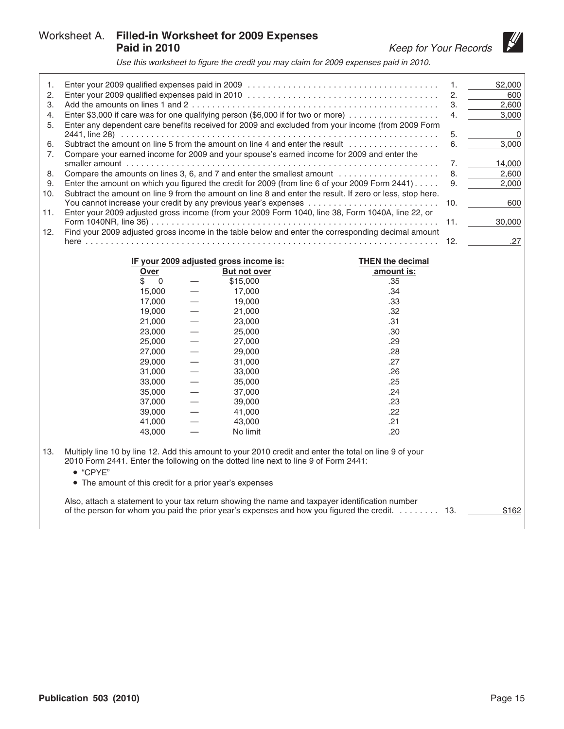## Worksheet A. Filled-in Worksheet for 2009 Expenses Paid in 2010

*Keep for Your Records*

*Use this worksheet to figure the credit you may claim for 2009 expenses paid in 2010.*

| | | | |
|---|---|---|---|
| 1. | Enter your 2009 qualified expenses paid in 2009 | 1. | $2,000 |
| 2. | Enter your 2009 qualified expenses paid in 2010 | 2. | 600 |
| 3. | Add the amounts on lines 1 and 2 | 3. | 2,600 |
| 4. | Enter $3,000 if care was for one qualifying person ($6,000 if for two or more) | 4. | 3,000 |
| 5. | Enter any dependent care benefits received for 2009 and excluded from your income (from 2009 Form 2441, line 28) | 5. | 0 |
| 6. | Subtract the amount on line 5 from the amount on line 4 and enter the result | 6. | 3,000 |
| 7. | Compare your earned income for 2009 and your spouse's earned income for 2009 and enter the smaller amount | 7. | 14,000 |
| 8. | Compare the amounts on lines 3, 6, and 7 and enter the smallest amount | 8. | 2,600 |
| 9. | Enter the amount on which you figured the credit for 2009 (from line 6 of your 2009 Form 2441) | 9. | 2,000 |
| 10. | Subtract the amount on line 9 from the amount on line 8 and enter the result. If zero or less, stop here. You cannot increase your credit by any previous year's expenses | 10. | 600 |
| 11. | Enter your 2009 adjusted gross income (from your 2009 Form 1040, line 38, Form 1040A, line 22, or Form 1040NR, line 36) | 11. | 30,000 |
| 12. | Find your 2009 adjusted gross income in the table below and enter the corresponding decimal amount here | 12. | .27 |

| IF your 2009 adjusted gross income is: Over | | But not over | THEN the decimal amount is: |
|---|---|---|---|
| $ 0 | — | $15,000 | .35 |
| 15,000 | — | 17,000 | .34 |
| 17,000 | — | 19,000 | .33 |
| 19,000 | — | 21,000 | .32 |
| 21,000 | — | 23,000 | .31 |
| 23,000 | — | 25,000 | .30 |
| 25,000 | — | 27,000 | .29 |
| 27,000 | — | 29,000 | .28 |
| 29,000 | — | 31,000 | .27 |
| 31,000 | — | 33,000 | .26 |
| 33,000 | — | 35,000 | .25 |
| 35,000 | — | 37,000 | .24 |
| 37,000 | — | 39,000 | .23 |
| 39,000 | — | 41,000 | .22 |
| 41,000 | — | 43,000 | .21 |
| 43,000 | — | No limit | .20 |

13. Multiply line 10 by line 12. Add this amount to your 2010 credit and enter the total on line 9 of your 2010 Form 2441. Enter the following on the dotted line next to line 9 of Form 2441:
    - "CPYE"
    - The amount of this credit for a prior year's expenses

    Also, attach a statement to your tax return showing the name and taxpayer identification number of the person for whom you paid the prior year's expenses and how you figured the credit. ........ 13. $162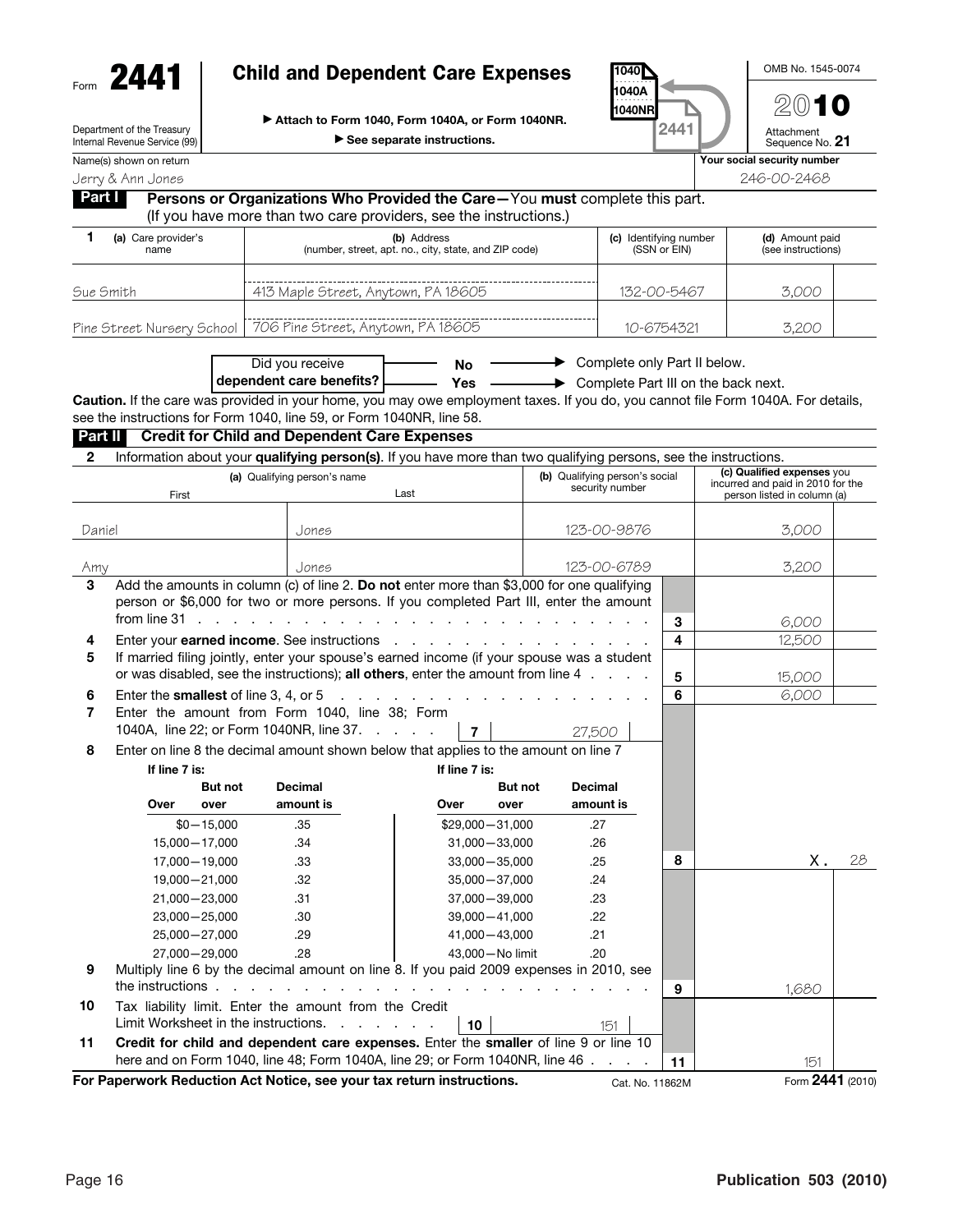# Form 2441 — Child and Dependent Care Expenses

Department of the Treasury
Internal Revenue Service (99)

▶ Attach to Form 1040, Form 1040A, or Form 1040NR.

▶ See separate instructions.

OMB No. 1545-0074

2010

Attachment Sequence No. **21**

Name(s) shown on return: Jerry & Ann Jones

Your social security number: 246-00-2468

## Part I — Persons or Organizations Who Provided the Care—You **must** complete this part.

(If you have more than two care providers, see the instructions.)

| 1 (a) Care provider's name | (b) Address (number, street, apt. no., city, state, and ZIP code) | (c) Identifying number (SSN or EIN) | (d) Amount paid (see instructions) |
|---|---|---|---|
| Sue Smith | 413 Maple Street, Anytown, PA 18605 | 132-00-5467 | 3,000 |
| Pine Street Nursery School | 706 Pine Street, Anytown, PA 18605 | 10-6754321 | 3,200 |

**Did you receive dependent care benefits?**
- No ——▶ Complete only Part II below.
- Yes ——▶ Complete Part III on the back next.

**Caution.** If the care was provided in your home, you may owe employment taxes. If you do, you cannot file Form 1040A. For details, see the instructions for Form 1040, line 59, or Form 1040NR, line 58.

## Part II — Credit for Child and Dependent Care Expenses

**2** Information about your **qualifying person(s)**. If you have more than two qualifying persons, see the instructions.

| (a) Qualifying person's name — First | Last | (b) Qualifying person's social security number | (c) Qualified expenses you incurred and paid in 2010 for the person listed in column (a) |
|---|---|---|---|
| Daniel | Jones | 123-00-9876 | 3,000 |
| Amy | Jones | 123-00-6789 | 3,200 |

| Line | Description | | Amount |
|---|---|---|---|
| 3 | Add the amounts in column (c) of line 2. **Do not** enter more than $3,000 for one qualifying person or $6,000 for two or more persons. If you completed Part III, enter the amount from line 31 | 3 | 6,000 |
| 4 | Enter your **earned income**. See instructions | 4 | 12,500 |
| 5 | If married filing jointly, enter your spouse's earned income (if your spouse was a student or was disabled, see the instructions); **all others**, enter the amount from line 4 | 5 | 15,000 |
| 6 | Enter the **smallest** of line 3, 4, or 5 | 6 | 6,000 |
| 7 | Enter the amount from Form 1040, line 38; Form 1040A, line 22; or Form 1040NR, line 37 — **7** 27,500 | | |
| 8 | Enter on line 8 the decimal amount shown below that applies to the amount on line 7 | 8 | X. 28 |

| If line 7 is: Over | But not over | Decimal amount is | If line 7 is: Over | But not over | Decimal amount is |
|---|---|---|---|---|---|
| $0 | 15,000 | .35 | $29,000 | 31,000 | .27 |
| 15,000 | 17,000 | .34 | 31,000 | 33,000 | .26 |
| 17,000 | 19,000 | .33 | 33,000 | 35,000 | .25 |
| 19,000 | 21,000 | .32 | 35,000 | 37,000 | .24 |
| 21,000 | 23,000 | .31 | 37,000 | 39,000 | .23 |
| 23,000 | 25,000 | .30 | 39,000 | 41,000 | .22 |
| 25,000 | 27,000 | .29 | 41,000 | 43,000 | .21 |
| 27,000 | 29,000 | .28 | 43,000 | No limit | .20 |

| Line | Description | | Amount |
|---|---|---|---|
| 9 | Multiply line 6 by the decimal amount on line 8. If you paid 2009 expenses in 2010, see the instructions | 9 | 1,680 |
| 10 | Tax liability limit. Enter the amount from the Credit Limit Worksheet in the instructions — **10** 151 | | |
| 11 | **Credit for child and dependent care expenses.** Enter the **smaller** of line 9 or line 10 here and on Form 1040, line 48; Form 1040A, line 29; or Form 1040NR, line 46 | 11 | 151 |

**For Paperwork Reduction Act Notice, see your tax return instructions.** Cat. No. 11862M Form **2441** (2010)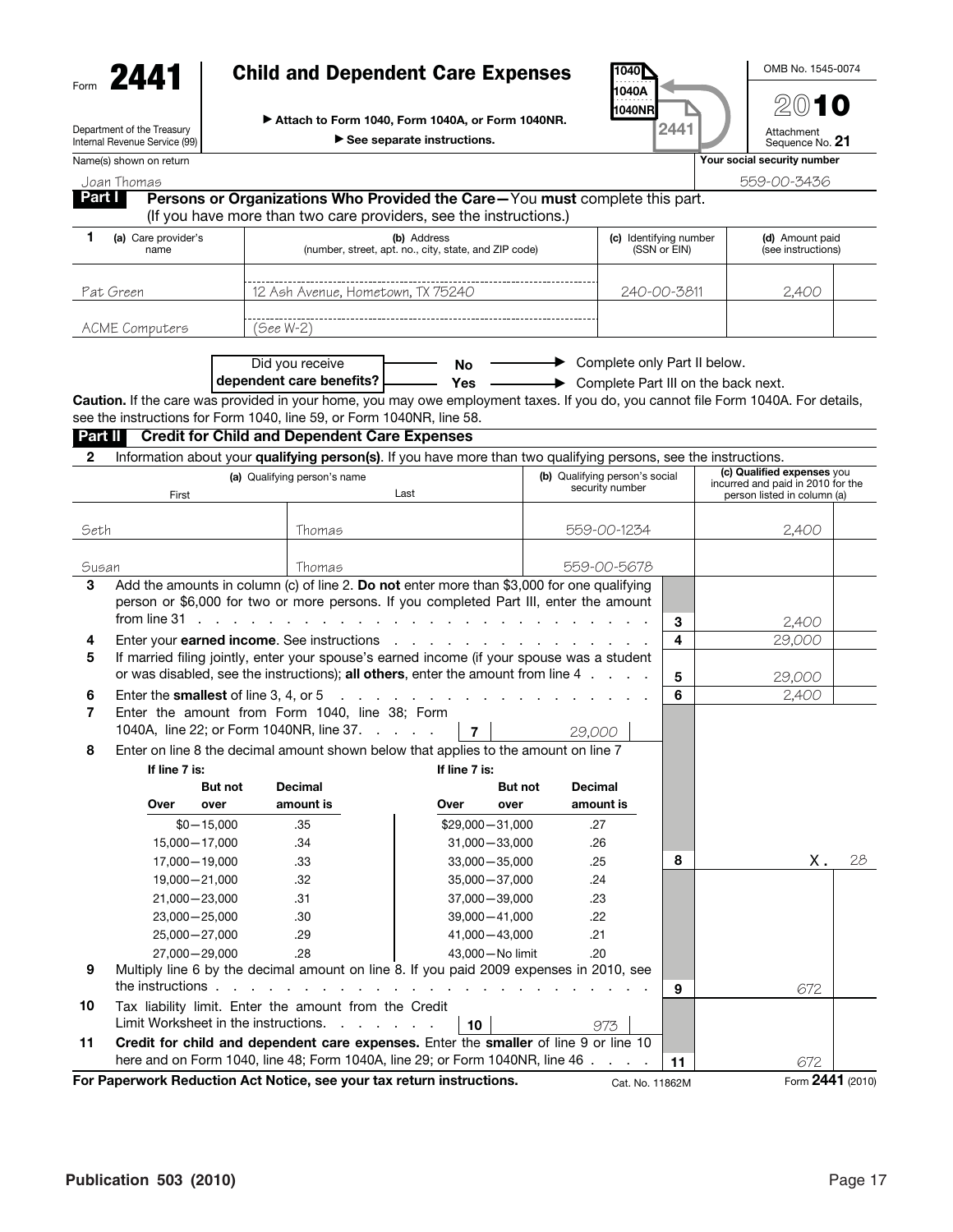# Form 2441 — Child and Dependent Care Expenses (2010)

Department of the Treasury
Internal Revenue Service (99)

▶ Attach to Form 1040, Form 1040A, or Form 1040NR.
▶ See separate instructions.

OMB No. 1545-0074

Attachment Sequence No. **21**

Name(s) shown on return: Joan Thomas

Your social security number: 559-00-3436

## Part I — Persons or Organizations Who Provided the Care—You **must** complete this part.

(If you have more than two care providers, see the instructions.)

| 1 (a) Care provider's name | (b) Address (number, street, apt. no., city, state, and ZIP code) | (c) Identifying number (SSN or EIN) | (d) Amount paid (see instructions) |
|---|---|---|---|
| Pat Green | 12 Ash Avenue, Hometown, TX 75240 | 240-00-3811 | 2,400 |
| ACME Computers | (See W-2) | | |

Did you receive **dependent care benefits?**
- **No** ▶ Complete only Part II below.
- **Yes** ▶ Complete Part III on the back next.

**Caution.** If the care was provided in your home, you may owe employment taxes. If you do, you cannot file Form 1040A. For details, see the instructions for Form 1040, line 59, or Form 1040NR, line 58.

## Part II — Credit for Child and Dependent Care Expenses

**2** Information about your **qualifying person(s)**. If you have more than two qualifying persons, see the instructions.

| (a) Qualifying person's name — First | Last | (b) Qualifying person's social security number | (c) Qualified expenses you incurred and paid in 2010 for the person listed in column (a) |
|---|---|---|---|
| Seth | Thomas | 559-00-1234 | 2,400 |
| Susan | Thomas | 559-00-5678 | |

| Line | Description | | Amount |
|---|---|---|---|
| 3 | Add the amounts in column (c) of line 2. **Do not** enter more than $3,000 for one qualifying person or $6,000 for two or more persons. If you completed Part III, enter the amount from line 31 | 3 | 2,400 |
| 4 | Enter your **earned income**. See instructions | 4 | 29,000 |
| 5 | If married filing jointly, enter your spouse's earned income (if your spouse was a student or was disabled, see the instructions); **all others**, enter the amount from line 4 | 5 | 29,000 |
| 6 | Enter the **smallest** of line 3, 4, or 5 | 6 | 2,400 |
| 7 | Enter the amount from Form 1040, line 38; Form 1040A, line 22; or Form 1040NR, line 37 — **7**: 29,000 | | |
| 8 | Enter on line 8 the decimal amount shown below that applies to the amount on line 7 | 8 | X. 28 |

| If line 7 is: Over — But not over | Decimal amount is | If line 7 is: Over — But not over | Decimal amount is |
|---|---|---|---|
| $0—15,000 | .35 | $29,000—31,000 | .27 |
| 15,000—17,000 | .34 | 31,000—33,000 | .26 |
| 17,000—19,000 | .33 | 33,000—35,000 | .25 |
| 19,000—21,000 | .32 | 35,000—37,000 | .24 |
| 21,000—23,000 | .31 | 37,000—39,000 | .23 |
| 23,000—25,000 | .30 | 39,000—41,000 | .22 |
| 25,000—27,000 | .29 | 41,000—43,000 | .21 |
| 27,000—29,000 | .28 | 43,000—No limit | .20 |

| Line | Description | | Amount |
|---|---|---|---|
| 9 | Multiply line 6 by the decimal amount on line 8. If you paid 2009 expenses in 2010, see the instructions | 9 | 672 |
| 10 | Tax liability limit. Enter the amount from the Credit Limit Worksheet in the instructions — **10**: 973 | | |
| 11 | **Credit for child and dependent care expenses.** Enter the **smaller** of line 9 or line 10 here and on Form 1040, line 48; Form 1040A, line 29; or Form 1040NR, line 46 | 11 | 672 |

**For Paperwork Reduction Act Notice, see your tax return instructions.** Cat. No. 11862M Form **2441** (2010)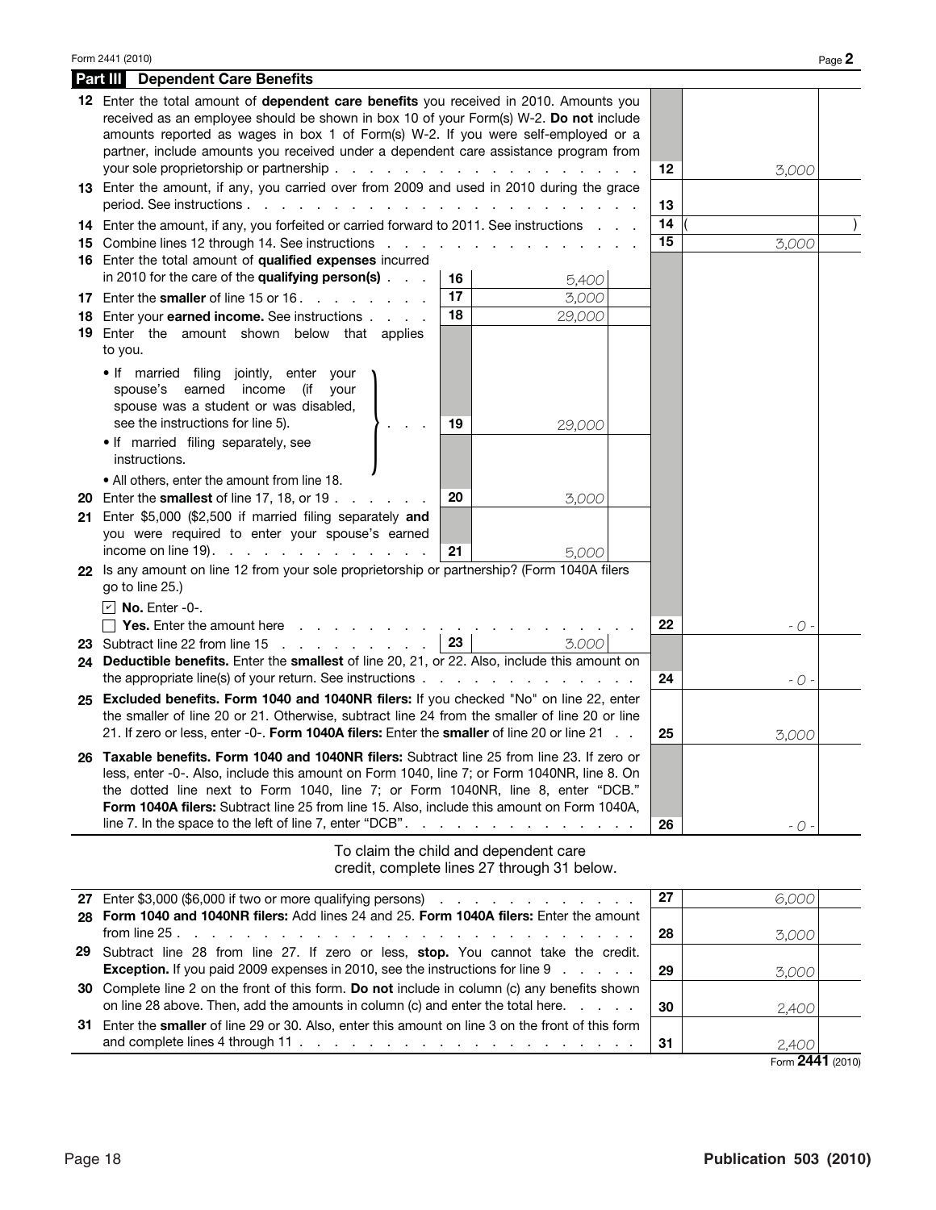Form 2441 (2010) Page **2**

## Part III Dependent Care Benefits

| Line | Description | | Inner amount | Line | Amount |
|---|---|---|---|---|---|
| 12 | Enter the total amount of **dependent care benefits** you received in 2010. Amounts you received as an employee should be shown in box 10 of your Form(s) W-2. **Do not** include amounts reported as wages in box 1 of Form(s) W-2. If you were self-employed or a partner, include amounts you received under a dependent care assistance program from your sole proprietorship or partnership | | | 12 | 3,000 |
| 13 | Enter the amount, if any, you carried over from 2009 and used in 2010 during the grace period. See instructions | | | 13 | |
| 14 | Enter the amount, if any, you forfeited or carried forward to 2011. See instructions | | | 14 | ( ) |
| 15 | Combine lines 12 through 14. See instructions | | | 15 | 3,000 |
| 16 | Enter the total amount of **qualified expenses** incurred in 2010 for the care of the **qualifying person(s)** | 16 | 5,400 | | |
| 17 | Enter the **smaller** of line 15 or 16 | 17 | 3,000 | | |
| 18 | Enter your **earned income.** See instructions | 18 | 29,000 | | |
| 19 | Enter the amount shown below that applies to you.<br>• If married filing jointly, enter your spouse's earned income (if your spouse was a student or was disabled, see the instructions for line 5).<br>• If married filing separately, see instructions.<br>• All others, enter the amount from line 18. | 19 | 29,000 | | |
| 20 | Enter the **smallest** of line 17, 18, or 19 | 20 | 3,000 | | |
| 21 | Enter $5,000 ($2,500 if married filing separately **and** you were required to enter your spouse's earned income on line 19) | 21 | 5,000 | | |
| 22 | Is any amount on line 12 from your sole proprietorship or partnership? (Form 1040A filers go to line 25.)<br>☑ **No.** Enter -0-.<br>☐ **Yes.** Enter the amount here | | | 22 | - 0 - |
| 23 | Subtract line 22 from line 15 | 23 | 3,000 | | |
| 24 | **Deductible benefits.** Enter the **smallest** of line 20, 21, or 22. Also, include this amount on the appropriate line(s) of your return. See instructions | | | 24 | - 0 - |
| 25 | **Excluded benefits. Form 1040 and 1040NR filers:** If you checked "No" on line 22, enter the smaller of line 20 or 21. Otherwise, subtract line 24 from the smaller of line 20 or line 21. If zero or less, enter -0-. **Form 1040A filers:** Enter the **smaller** of line 20 or line 21 | | | 25 | 3,000 |
| 26 | **Taxable benefits. Form 1040 and 1040NR filers:** Subtract line 25 from line 23. If zero or less, enter -0-. Also, include this amount on Form 1040, line 7; or Form 1040NR, line 8. On the dotted line next to Form 1040, line 7; or Form 1040NR, line 8, enter "DCB." **Form 1040A filers:** Subtract line 25 from line 15. Also, include this amount on Form 1040A, line 7. In the space to the left of line 7, enter "DCB" | | | 26 | - 0 - |

To claim the child and dependent care credit, complete lines 27 through 31 below.

| Line | Description | Line | Amount |
|---|---|---|---|
| 27 | Enter $3,000 ($6,000 if two or more qualifying persons) | 27 | 6,000 |
| 28 | **Form 1040 and 1040NR filers:** Add lines 24 and 25. **Form 1040A filers:** Enter the amount from line 25 | 28 | 3,000 |
| 29 | Subtract line 28 from line 27. If zero or less, **stop.** You cannot take the credit. **Exception.** If you paid 2009 expenses in 2010, see the instructions for line 9 | 29 | 3,000 |
| 30 | Complete line 2 on the front of this form. **Do not** include in column (c) any benefits shown on line 28 above. Then, add the amounts in column (c) and enter the total here. | 30 | 2,400 |
| 31 | Enter the **smaller** of line 29 or 30. Also, enter this amount on line 3 on the front of this form and complete lines 4 through 11 | 31 | 2,400 |

Form **2441** (2010)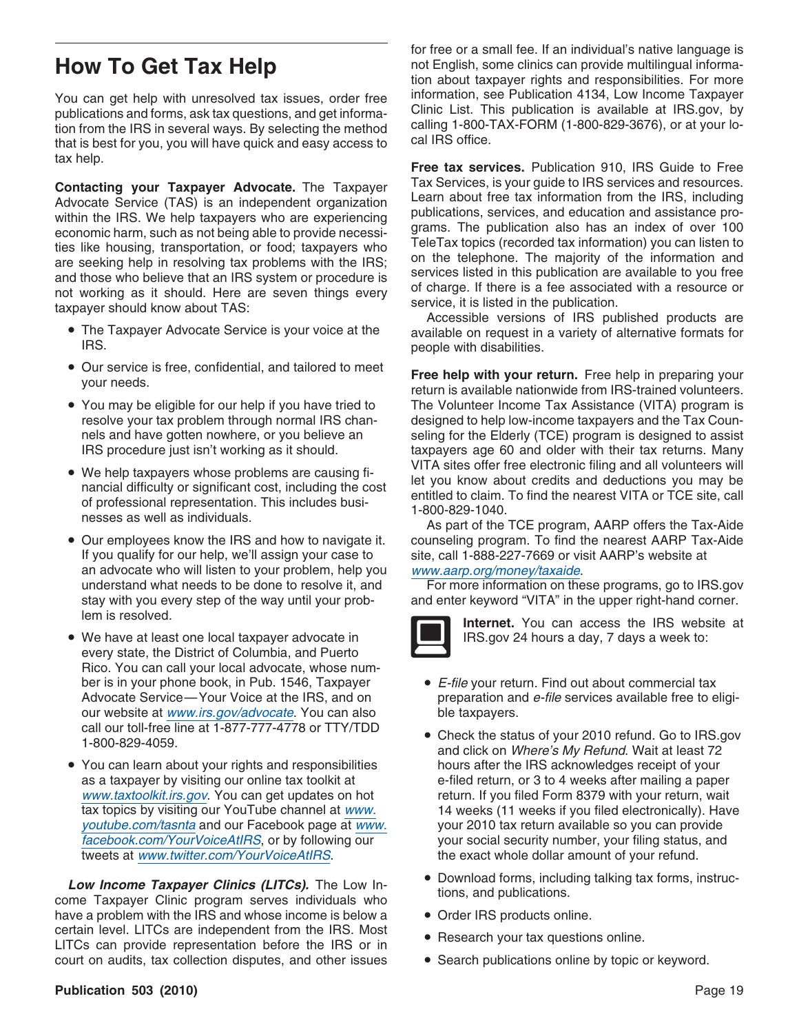# How To Get Tax Help

You can get help with unresolved tax issues, order free publications and forms, ask tax questions, and get information from the IRS in several ways. By selecting the method that is best for you, you will have quick and easy access to tax help.

**Contacting your Taxpayer Advocate.** The Taxpayer Advocate Service (TAS) is an independent organization within the IRS. We help taxpayers who are experiencing economic harm, such as not being able to provide necessities like housing, transportation, or food; taxpayers who are seeking help in resolving tax problems with the IRS; and those who believe that an IRS system or procedure is not working as it should. Here are seven things every taxpayer should know about TAS:

- The Taxpayer Advocate Service is your voice at the IRS.
- Our service is free, confidential, and tailored to meet your needs.
- You may be eligible for our help if you have tried to resolve your tax problem through normal IRS channels and have gotten nowhere, or you believe an IRS procedure just isn't working as it should.
- We help taxpayers whose problems are causing financial difficulty or significant cost, including the cost of professional representation. This includes businesses as well as individuals.
- Our employees know the IRS and how to navigate it. If you qualify for our help, we'll assign your case to an advocate who will listen to your problem, help you understand what needs to be done to resolve it, and stay with you every step of the way until your problem is resolved.
- We have at least one local taxpayer advocate in every state, the District of Columbia, and Puerto Rico. You can call your local advocate, whose number is in your phone book, in Pub. 1546, Taxpayer Advocate Service—Your Voice at the IRS, and on our website at www.irs.gov/advocate. You can also call our toll-free line at 1-877-777-4778 or TTY/TDD 1-800-829-4059.
- You can learn about your rights and responsibilities as a taxpayer by visiting our online tax toolkit at www.taxtoolkit.irs.gov. You can get updates on hot tax topics by visiting our YouTube channel at www.youtube.com/tasnta and our Facebook page at www.facebook.com/YourVoiceAtIRS, or by following our tweets at www.twitter.com/YourVoiceAtIRS.

***Low Income Taxpayer Clinics (LITCs).*** The Low Income Taxpayer Clinic program serves individuals who have a problem with the IRS and whose income is below a certain level. LITCs are independent from the IRS. Most LITCs can provide representation before the IRS or in court on audits, tax collection disputes, and other issues for free or a small fee. If an individual's native language is not English, some clinics can provide multilingual information about taxpayer rights and responsibilities. For more information, see Publication 4134, Low Income Taxpayer Clinic List. This publication is available at IRS.gov, by calling 1-800-TAX-FORM (1-800-829-3676), or at your local IRS office.

**Free tax services.** Publication 910, IRS Guide to Free Tax Services, is your guide to IRS services and resources. Learn about free tax information from the IRS, including publications, services, and education and assistance programs. The publication also has an index of over 100 TeleTax topics (recorded tax information) you can listen to on the telephone. The majority of the information and services listed in this publication are available to you free of charge. If there is a fee associated with a resource or service, it is listed in the publication.

Accessible versions of IRS published products are available on request in a variety of alternative formats for people with disabilities.

**Free help with your return.** Free help in preparing your return is available nationwide from IRS-trained volunteers. The Volunteer Income Tax Assistance (VITA) program is designed to help low-income taxpayers and the Tax Counseling for the Elderly (TCE) program is designed to assist taxpayers age 60 and older with their tax returns. Many VITA sites offer free electronic filing and all volunteers will let you know about credits and deductions you may be entitled to claim. To find the nearest VITA or TCE site, call 1-800-829-1040.

As part of the TCE program, AARP offers the Tax-Aide counseling program. To find the nearest AARP Tax-Aide site, call 1-888-227-7669 or visit AARP's website at www.aarp.org/money/taxaide.

For more information on these programs, go to IRS.gov and enter keyword "VITA" in the upper right-hand corner.

**Internet.** You can access the IRS website at IRS.gov 24 hours a day, 7 days a week to:

- *E-file* your return. Find out about commercial tax preparation and *e-file* services available free to eligible taxpayers.
- Check the status of your 2010 refund. Go to IRS.gov and click on *Where's My Refund*. Wait at least 72 hours after the IRS acknowledges receipt of your e-filed return, or 3 to 4 weeks after mailing a paper return. If you filed Form 8379 with your return, wait 14 weeks (11 weeks if you filed electronically). Have your 2010 tax return available so you can provide your social security number, your filing status, and the exact whole dollar amount of your refund.
- Download forms, including talking tax forms, instructions, and publications.
- Order IRS products online.
- Research your tax questions online.
- Search publications online by topic or keyword.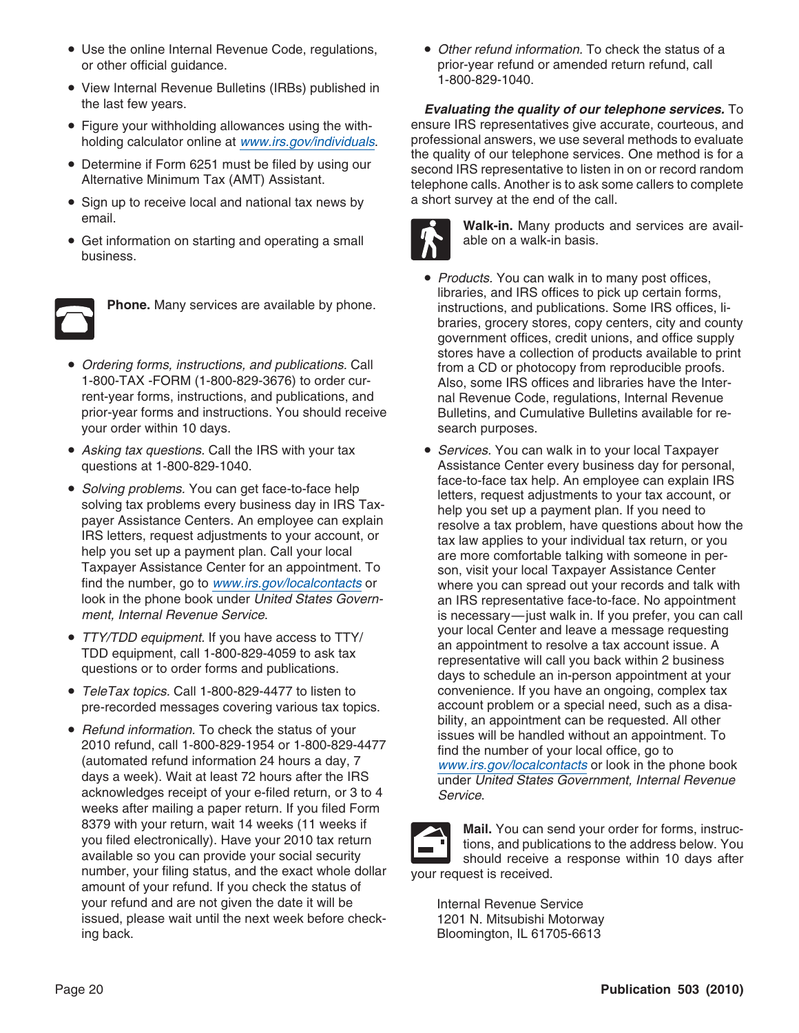- Use the online Internal Revenue Code, regulations, or other official guidance.
- View Internal Revenue Bulletins (IRBs) published in the last few years.
- Figure your withholding allowances using the withholding calculator online at *www.irs.gov/individuals*.
- Determine if Form 6251 must be filed by using our Alternative Minimum Tax (AMT) Assistant.
- Sign up to receive local and national tax news by email.
- Get information on starting and operating a small business.

**Phone.** Many services are available by phone.

- *Ordering forms, instructions, and publications.* Call 1-800-TAX -FORM (1-800-829-3676) to order current-year forms, instructions, and publications, and prior-year forms and instructions. You should receive your order within 10 days.
- *Asking tax questions.* Call the IRS with your tax questions at 1-800-829-1040.
- *Solving problems.* You can get face-to-face help solving tax problems every business day in IRS Taxpayer Assistance Centers. An employee can explain IRS letters, request adjustments to your account, or help you set up a payment plan. Call your local Taxpayer Assistance Center for an appointment. To find the number, go to *www.irs.gov/localcontacts* or look in the phone book under *United States Government, Internal Revenue Service*.
- *TTY/TDD equipment.* If you have access to TTY/TDD equipment, call 1-800-829-4059 to ask tax questions or to order forms and publications.
- *TeleTax topics.* Call 1-800-829-4477 to listen to pre-recorded messages covering various tax topics.
- *Refund information.* To check the status of your 2010 refund, call 1-800-829-1954 or 1-800-829-4477 (automated refund information 24 hours a day, 7 days a week). Wait at least 72 hours after the IRS acknowledges receipt of your e-filed return, or 3 to 4 weeks after mailing a paper return. If you filed Form 8379 with your return, wait 14 weeks (11 weeks if you filed electronically). Have your 2010 tax return available so you can provide your social security number, your filing status, and the exact whole dollar amount of your refund. If you check the status of your refund and are not given the date it will be issued, please wait until the next week before checking back.
- *Other refund information.* To check the status of a prior-year refund or amended return refund, call 1-800-829-1040.

***Evaluating the quality of our telephone services.*** To ensure IRS representatives give accurate, courteous, and professional answers, we use several methods to evaluate the quality of our telephone services. One method is for a second IRS representative to listen in on or record random telephone calls. Another is to ask some callers to complete a short survey at the end of the call.

**Walk-in.** Many products and services are available on a walk-in basis.

- *Products.* You can walk in to many post offices, libraries, and IRS offices to pick up certain forms, instructions, and publications. Some IRS offices, libraries, grocery stores, copy centers, city and county government offices, credit unions, and office supply stores have a collection of products available to print from a CD or photocopy from reproducible proofs. Also, some IRS offices and libraries have the Internal Revenue Code, regulations, Internal Revenue Bulletins, and Cumulative Bulletins available for research purposes.
- *Services.* You can walk in to your local Taxpayer Assistance Center every business day for personal, face-to-face tax help. An employee can explain IRS letters, request adjustments to your tax account, or help you set up a payment plan. If you need to resolve a tax problem, have questions about how the tax law applies to your individual tax return, or you are more comfortable talking with someone in person, visit your local Taxpayer Assistance Center where you can spread out your records and talk with an IRS representative face-to-face. No appointment is necessary—just walk in. If you prefer, you can call your local Center and leave a message requesting an appointment to resolve a tax account issue. A representative will call you back within 2 business days to schedule an in-person appointment at your convenience. If you have an ongoing, complex tax account problem or a special need, such as a disability, an appointment can be requested. All other issues will be handled without an appointment. To find the number of your local office, go to *www.irs.gov/localcontacts* or look in the phone book under *United States Government, Internal Revenue Service*.

**Mail.** You can send your order for forms, instructions, and publications to the address below. You should receive a response within 10 days after your request is received.

Internal Revenue Service
1201 N. Mitsubishi Motorway
Bloomington, IL 61705-6613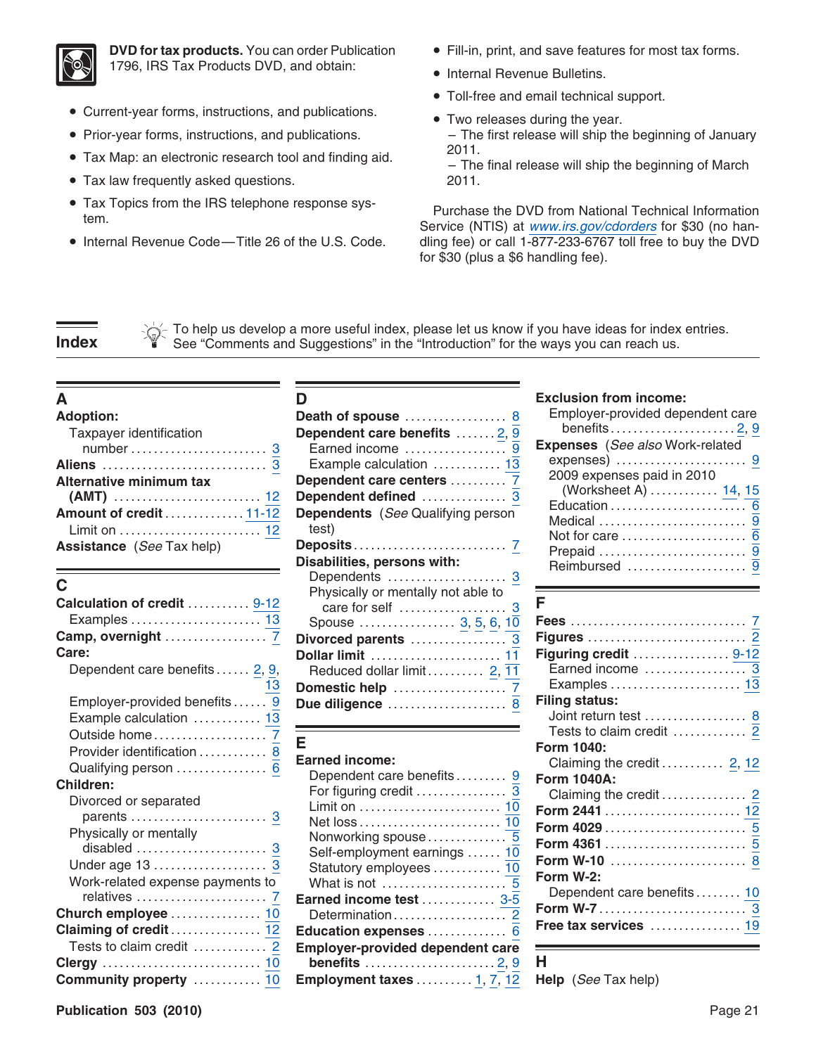**DVD for tax products.** You can order Publication 1796, IRS Tax Products DVD, and obtain:

- Current-year forms, instructions, and publications.
- Prior-year forms, instructions, and publications.
- Tax Map: an electronic research tool and finding aid.
- Tax law frequently asked questions.
- Tax Topics from the IRS telephone response system.
- Internal Revenue Code—Title 26 of the U.S. Code.
- Fill-in, print, and save features for most tax forms.
- Internal Revenue Bulletins.
- Toll-free and email technical support.
- Two releases during the year.
  – The first release will ship the beginning of January 2011.
  – The final release will ship the beginning of March 2011.

Purchase the DVD from National Technical Information Service (NTIS) at www.irs.gov/cdorders for $30 (no handling fee) or call 1-877-233-6767 toll free to buy the DVD for $30 (plus a $6 handling fee).

# Index

To help us develop a more useful index, please let us know if you have ideas for index entries. See "Comments and Suggestions" in the "Introduction" for the ways you can reach us.

## A

**Adoption:**
- Taxpayer identification number ... 3

**Aliens** ... 3
**Alternative minimum tax (AMT)** ... 12
**Amount of credit** ... 11-12
- Limit on ... 12

**Assistance** (*See* Tax help)

## C

**Calculation of credit** ... 9-12
- Examples ... 13

**Camp, overnight** ... 7
**Care:**
- Dependent care benefits ... 2, 9, 13
- Employer-provided benefits ... 9
- Example calculation ... 13
- Outside home ... 7
- Provider identification ... 8
- Qualifying person ... 6

**Children:**
- Divorced or separated parents ... 3
- Physically or mentally disabled ... 3
- Under age 13 ... 3
- Work-related expense payments to relatives ... 7

**Church employee** ... 10
**Claiming of credit** ... 12
- Tests to claim credit ... 2

**Clergy** ... 10
**Community property** ... 10

## D

**Death of spouse** ... 8
**Dependent care benefits** ... 2, 9
- Earned income ... 9
- Example calculation ... 13

**Dependent care centers** ... 7
**Dependent defined** ... 3
**Dependents** (*See* Qualifying person test)
**Deposits** ... 7
**Disabilities, persons with:**
- Dependents ... 3
- Physically or mentally not able to care for self ... 3
- Spouse ... 3, 5, 6, 10

**Divorced parents** ... 3
**Dollar limit** ... 11
- Reduced dollar limit ... 2, 11

**Domestic help** ... 7
**Due diligence** ... 8

## E

**Earned income:**
- Dependent care benefits ... 9
- For figuring credit ... 3
- Limit on ... 10
- Net loss ... 10
- Nonworking spouse ... 5
- Self-employment earnings ... 10
- Statutory employees ... 10
- What is not ... 5

**Earned income test** ... 3-5
- Determination ... 2

**Education expenses** ... 6
**Employer-provided dependent care benefits** ... 2, 9
**Employment taxes** ... 1, 7, 12
**Exclusion from income:**
- Employer-provided dependent care benefits ... 2, 9

**Expenses** (*See also* Work-related expenses) ... 9
- 2009 expenses paid in 2010 (Worksheet A) ... 14, 15
- Education ... 6
- Medical ... 9
- Not for care ... 6
- Prepaid ... 9
- Reimbursed ... 9

## F

**Fees** ... 7
**Figures** ... 2
**Figuring credit** ... 9-12
- Earned income ... 3
- Examples ... 13

**Filing status:**
- Joint return test ... 8
- Tests to claim credit ... 2

**Form 1040:**
- Claiming the credit ... 2, 12

**Form 1040A:**
- Claiming the credit ... 2

**Form 2441** ... 12
**Form 4029** ... 5
**Form 4361** ... 5
**Form W-10** ... 8
**Form W-2:**
- Dependent care benefits ... 10

**Form W-7** ... 3
**Free tax services** ... 19

## H

**Help** (*See* Tax help)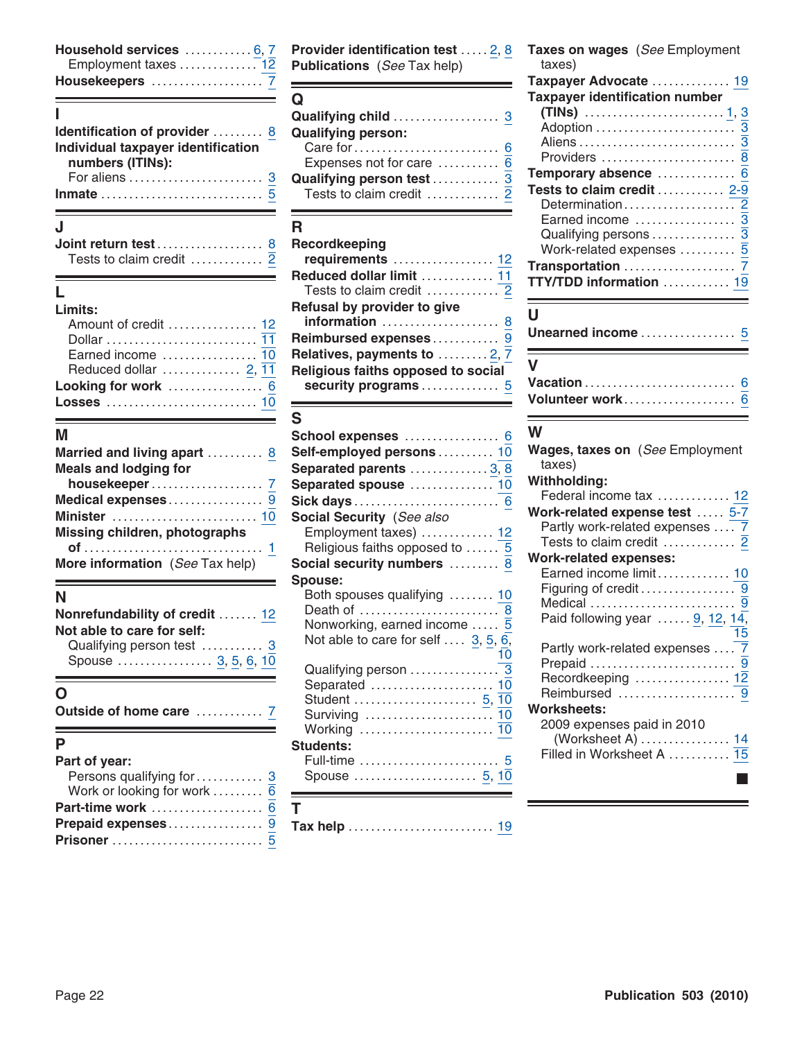**Household services** . . . . . . . . . . . . 6, 7
  Employment taxes . . . . . . . . . . . . . 12
**Housekeepers** . . . . . . . . . . . . . . . . . . . 7

## I

**Identification of provider** . . . . . . . . 8
**Individual taxpayer identification numbers (ITINs):**
  For aliens . . . . . . . . . . . . . . . . . . . . . . 3
**Inmate** . . . . . . . . . . . . . . . . . . . . . . . . . . 5

## J

**Joint return test** . . . . . . . . . . . . . . . . . 8
  Tests to claim credit . . . . . . . . . . . . 2

## L

**Limits:**
  Amount of credit . . . . . . . . . . . . . . . 12
  Dollar . . . . . . . . . . . . . . . . . . . . . . . . . . 11
  Earned income . . . . . . . . . . . . . . . . . 10
  Reduced dollar . . . . . . . . . . . . . . 2, 11
**Looking for work** . . . . . . . . . . . . . . . . 6
**Losses** . . . . . . . . . . . . . . . . . . . . . . . . . . 10

## M

**Married and living apart** . . . . . . . . . 8
**Meals and lodging for housekeeper** . . . . . . . . . . . . . . . . . . 7
**Medical expenses** . . . . . . . . . . . . . . . . 9
**Minister** . . . . . . . . . . . . . . . . . . . . . . . . . 10
**Missing children, photographs of** . . . . . . . . . . . . . . . . . . . . . . . . . . . . . . 1
**More information** (*See* Tax help)

## N

**Nonrefundability of credit** . . . . . . . 12
**Not able to care for self:**
  Qualifying person test . . . . . . . . . . . 3
  Spouse . . . . . . . . . . . . . . . . . 3, 5, 6, 10

## O

**Outside of home care** . . . . . . . . . . . . 7

## P

**Part of year:**
  Persons qualifying for . . . . . . . . . . . . 3
  Work or looking for work . . . . . . . . . 6
**Part-time work** . . . . . . . . . . . . . . . . . . . 6
**Prepaid expenses** . . . . . . . . . . . . . . . . 9
**Prisoner** . . . . . . . . . . . . . . . . . . . . . . . . . . 5
**Provider identification test** . . . . . 2, 8
**Publications** (*See* Tax help)

## Q

**Qualifying child** . . . . . . . . . . . . . . . . . . 3
**Qualifying person:**
  Care for . . . . . . . . . . . . . . . . . . . . . . . . . 6
  Expenses not for care . . . . . . . . . . . 6
**Qualifying person test** . . . . . . . . . . . 3
  Tests to claim credit . . . . . . . . . . . . . 2

## R

**Recordkeeping requirements** . . . . . . . . . . . . . . . . . 12
**Reduced dollar limit** . . . . . . . . . . . . 11
  Tests to claim credit . . . . . . . . . . . . 2
**Refusal by provider to give information** . . . . . . . . . . . . . . . . . . . . 8
**Reimbursed expenses** . . . . . . . . . . . . 9
**Relatives, payments to** . . . . . . . . . 2, 7
**Religious faiths opposed to social security programs** . . . . . . . . . . . . . 5

## S

**School expenses** . . . . . . . . . . . . . . . . 6
**Self-employed persons** . . . . . . . . . . 10
**Separated parents** . . . . . . . . . . . . . 3, 8
**Separated spouse** . . . . . . . . . . . . . . . 10
**Sick days** . . . . . . . . . . . . . . . . . . . . . . . . 6
**Social Security** (*See also* Employment taxes) . . . . . . . . . . . . 12
  Religious faiths opposed to . . . . . . 5
**Social security numbers** . . . . . . . . . 8
**Spouse:**
  Both spouses qualifying . . . . . . . . 10
  Death of . . . . . . . . . . . . . . . . . . . . . . . . . 8
  Nonworking, earned income . . . . . 5
  Not able to care for self . . . . 3, 5, 6, 10
  Qualifying person . . . . . . . . . . . . . . . 3
  Separated . . . . . . . . . . . . . . . . . . . . . 10
  Student . . . . . . . . . . . . . . . . . . . . . . 5, 10
  Surviving . . . . . . . . . . . . . . . . . . . . . . 10
  Working . . . . . . . . . . . . . . . . . . . . . . . 10
**Students:**
  Full-time . . . . . . . . . . . . . . . . . . . . . . . . 5
  Spouse . . . . . . . . . . . . . . . . . . . . . . 5, 10

## T

**Tax help** . . . . . . . . . . . . . . . . . . . . . . . . . 19
**Taxes on wages** (*See* Employment taxes)
**Taxpayer Advocate** . . . . . . . . . . . . . . 19
**Taxpayer identification number (TINs)** . . . . . . . . . . . . . . . . . . . . . . . . . 1, 3
  Adoption . . . . . . . . . . . . . . . . . . . . . . . . . 3
  Aliens . . . . . . . . . . . . . . . . . . . . . . . . . . . . 3
  Providers . . . . . . . . . . . . . . . . . . . . . . . . 8
**Temporary absence** . . . . . . . . . . . . . . 6
**Tests to claim credit** . . . . . . . . . . . . 2-9
  Determination . . . . . . . . . . . . . . . . . . . 2
  Earned income . . . . . . . . . . . . . . . . . . 3
  Qualifying persons . . . . . . . . . . . . . . . 3
  Work-related expenses . . . . . . . . . . 5
**Transportation** . . . . . . . . . . . . . . . . . . . . 7
**TTY/TDD information** . . . . . . . . . . . . 19

## U

**Unearned income** . . . . . . . . . . . . . . . . . 5

## V

**Vacation** . . . . . . . . . . . . . . . . . . . . . . . . . . 6
**Volunteer work** . . . . . . . . . . . . . . . . . . . . 6

## W

**Wages, taxes on** (*See* Employment taxes)
**Withholding:**
  Federal income tax . . . . . . . . . . . . . 12
**Work-related expense test** . . . . . 5-7
  Partly work-related expenses . . . . 7
  Tests to claim credit . . . . . . . . . . . . . 2
**Work-related expenses:**
  Earned income limit . . . . . . . . . . . . 10
  Figuring of credit . . . . . . . . . . . . . . . . 9
  Medical . . . . . . . . . . . . . . . . . . . . . . . . . . 9
  Paid following year . . . . . . 9, 12, 14, 15
  Partly work-related expenses . . . . 7
  Prepaid . . . . . . . . . . . . . . . . . . . . . . . . . . 9
  Recordkeeping . . . . . . . . . . . . . . . . . 12
  Reimbursed . . . . . . . . . . . . . . . . . . . . . 9
**Worksheets:**
  2009 expenses paid in 2010 (Worksheet A) . . . . . . . . . . . . . . . . 14
  Filled in Worksheet A . . . . . . . . . . . 15

■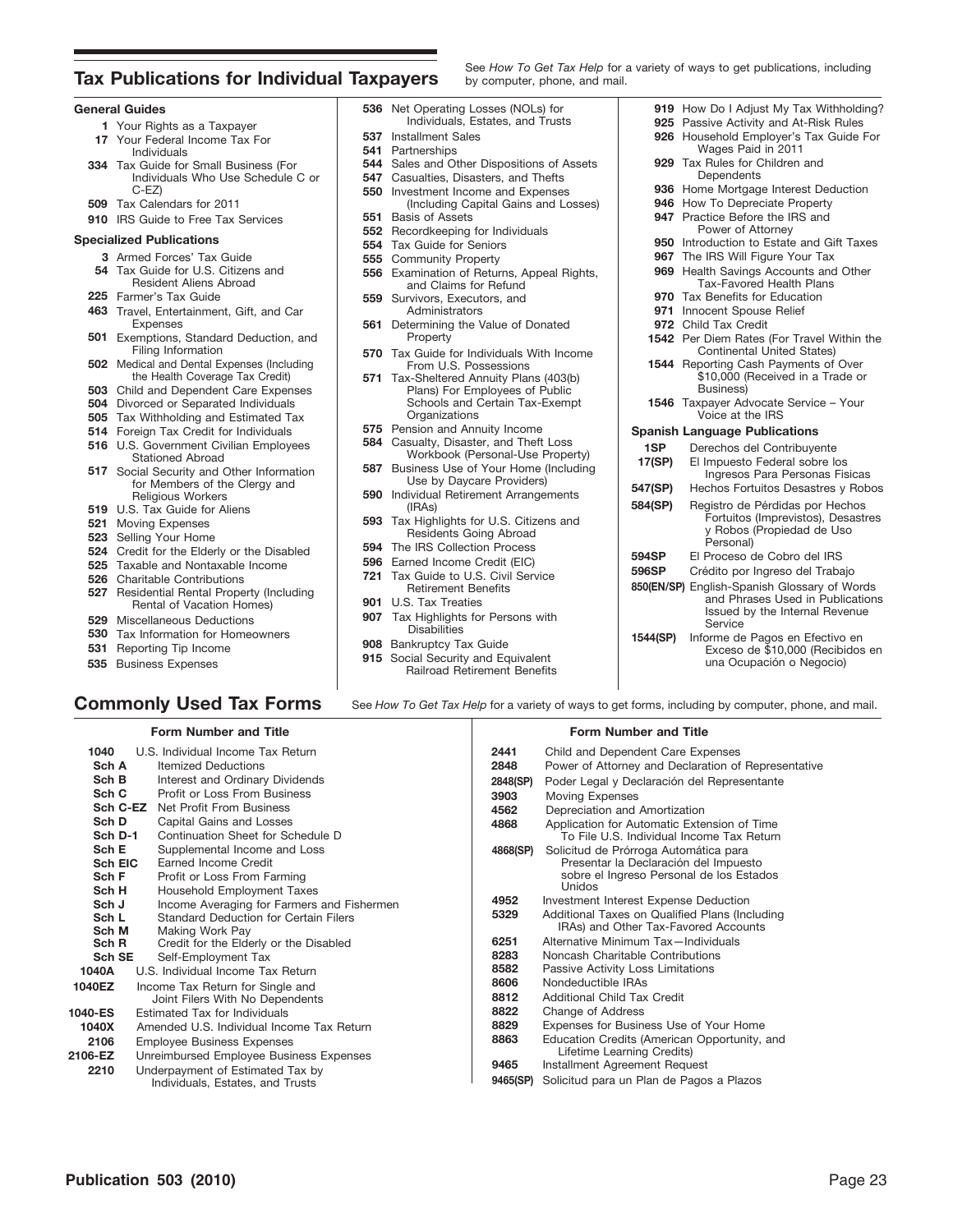## Tax Publications for Individual Taxpayers

See *How To Get Tax Help* for a variety of ways to get publications, including by computer, phone, and mail.

### General Guides

- **1** Your Rights as a Taxpayer
- **17** Your Federal Income Tax For Individuals
- **334** Tax Guide for Small Business (For Individuals Who Use Schedule C or C-EZ)
- **509** Tax Calendars for 2011
- **910** IRS Guide to Free Tax Services

### Specialized Publications

- **3** Armed Forces' Tax Guide
- **54** Tax Guide for U.S. Citizens and Resident Aliens Abroad
- **225** Farmer's Tax Guide
- **463** Travel, Entertainment, Gift, and Car Expenses
- **501** Exemptions, Standard Deduction, and Filing Information
- **502** Medical and Dental Expenses (Including the Health Coverage Tax Credit)
- **503** Child and Dependent Care Expenses
- **504** Divorced or Separated Individuals
- **505** Tax Withholding and Estimated Tax
- **514** Foreign Tax Credit for Individuals
- **516** U.S. Government Civilian Employees Stationed Abroad
- **517** Social Security and Other Information for Members of the Clergy and Religious Workers
- **519** U.S. Tax Guide for Aliens
- **521** Moving Expenses
- **523** Selling Your Home
- **524** Credit for the Elderly or the Disabled
- **525** Taxable and Nontaxable Income
- **526** Charitable Contributions
- **527** Residential Rental Property (Including Rental of Vacation Homes)
- **529** Miscellaneous Deductions
- **530** Tax Information for Homeowners
- **531** Reporting Tip Income
- **535** Business Expenses
- **536** Net Operating Losses (NOLs) for Individuals, Estates, and Trusts
- **537** Installment Sales
- **541** Partnerships
- **544** Sales and Other Dispositions of Assets
- **547** Casualties, Disasters, and Thefts
- **550** Investment Income and Expenses (Including Capital Gains and Losses)
- **551** Basis of Assets
- **552** Recordkeeping for Individuals
- **554** Tax Guide for Seniors
- **555** Community Property
- **556** Examination of Returns, Appeal Rights, and Claims for Refund
- **559** Survivors, Executors, and Administrators
- **561** Determining the Value of Donated Property
- **570** Tax Guide for Individuals With Income From U.S. Possessions
- **571** Tax-Sheltered Annuity Plans (403(b) Plans) For Employees of Public Schools and Certain Tax-Exempt Organizations
- **575** Pension and Annuity Income
- **584** Casualty, Disaster, and Theft Loss Workbook (Personal-Use Property)
- **587** Business Use of Your Home (Including Use by Daycare Providers)
- **590** Individual Retirement Arrangements (IRAs)
- **593** Tax Highlights for U.S. Citizens and Residents Going Abroad
- **594** The IRS Collection Process
- **596** Earned Income Credit (EIC)
- **721** Tax Guide to U.S. Civil Service Retirement Benefits
- **901** U.S. Tax Treaties
- **907** Tax Highlights for Persons with Disabilities
- **908** Bankruptcy Tax Guide
- **915** Social Security and Equivalent Railroad Retirement Benefits
- **919** How Do I Adjust My Tax Withholding?
- **925** Passive Activity and At-Risk Rules
- **926** Household Employer's Tax Guide For Wages Paid in 2011
- **929** Tax Rules for Children and Dependents
- **936** Home Mortgage Interest Deduction
- **946** How To Depreciate Property
- **947** Practice Before the IRS and Power of Attorney
- **950** Introduction to Estate and Gift Taxes
- **967** The IRS Will Figure Your Tax
- **969** Health Savings Accounts and Other Tax-Favored Health Plans
- **970** Tax Benefits for Education
- **971** Innocent Spouse Relief
- **972** Child Tax Credit
- **1542** Per Diem Rates (For Travel Within the Continental United States)
- **1544** Reporting Cash Payments of Over $10,000 (Received in a Trade or Business)
- **1546** Taxpayer Advocate Service – Your Voice at the IRS

### Spanish Language Publications

- **1SP** Derechos del Contribuyente
- **17(SP)** El Impuesto Federal sobre los Ingresos Para Personas Fisicas
- **547(SP)** Hechos Fortuitos Desastres y Robos
- **584(SP)** Registro de Pérdidas por Hechos Fortuitos (Imprevistos), Desastres y Robos (Propiedad de Uso Personal)
- **594SP** El Proceso de Cobro del IRS
- **596SP** Crédito por Ingreso del Trabajo
- **850(EN/SP)** English-Spanish Glossary of Words and Phrases Used in Publications Issued by the Internal Revenue Service
- **1544(SP)** Informe de Pagos en Efectivo en Exceso de $10,000 (Recibidos en una Ocupación o Negocio)

## Commonly Used Tax Forms

See *How To Get Tax Help* for a variety of ways to get forms, including by computer, phone, and mail.

| Form Number and Title | |
|---|---|
| **1040** | U.S. Individual Income Tax Return |
| **Sch A** | Itemized Deductions |
| **Sch B** | Interest and Ordinary Dividends |
| **Sch C** | Profit or Loss From Business |
| **Sch C-EZ** | Net Profit From Business |
| **Sch D** | Capital Gains and Losses |
| **Sch D-1** | Continuation Sheet for Schedule D |
| **Sch E** | Supplemental Income and Loss |
| **Sch EIC** | Earned Income Credit |
| **Sch F** | Profit or Loss From Farming |
| **Sch H** | Household Employment Taxes |
| **Sch J** | Income Averaging for Farmers and Fishermen |
| **Sch L** | Standard Deduction for Certain Filers |
| **Sch M** | Making Work Pay |
| **Sch R** | Credit for the Elderly or the Disabled |
| **Sch SE** | Self-Employment Tax |
| **1040A** | U.S. Individual Income Tax Return |
| **1040EZ** | Income Tax Return for Single and Joint Filers With No Dependents |
| **1040-ES** | Estimated Tax for Individuals |
| **1040X** | Amended U.S. Individual Income Tax Return |
| **2106** | Employee Business Expenses |
| **2106-EZ** | Unreimbursed Employee Business Expenses |
| **2210** | Underpayment of Estimated Tax by Individuals, Estates, and Trusts |
| **2441** | Child and Dependent Care Expenses |
| **2848** | Power of Attorney and Declaration of Representative |
| **2848(SP)** | Poder Legal y Declaración del Representante |
| **3903** | Moving Expenses |
| **4562** | Depreciation and Amortization |
| **4868** | Application for Automatic Extension of Time To File U.S. Individual Income Tax Return |
| **4868(SP)** | Solicitud de Prórroga Automática para Presentar la Declaración del Impuesto sobre el Ingreso Personal de los Estados Unidos |
| **4952** | Investment Interest Expense Deduction |
| **5329** | Additional Taxes on Qualified Plans (Including IRAs) and Other Tax-Favored Accounts |
| **6251** | Alternative Minimum Tax—Individuals |
| **8283** | Noncash Charitable Contributions |
| **8582** | Passive Activity Loss Limitations |
| **8606** | Nondeductible IRAs |
| **8812** | Additional Child Tax Credit |
| **8822** | Change of Address |
| **8829** | Expenses for Business Use of Your Home |
| **8863** | Education Credits (American Opportunity, and Lifetime Learning Credits) |
| **9465** | Installment Agreement Request |
| **9465(SP)** | Solicitud para un Plan de Pagos a Plazos |